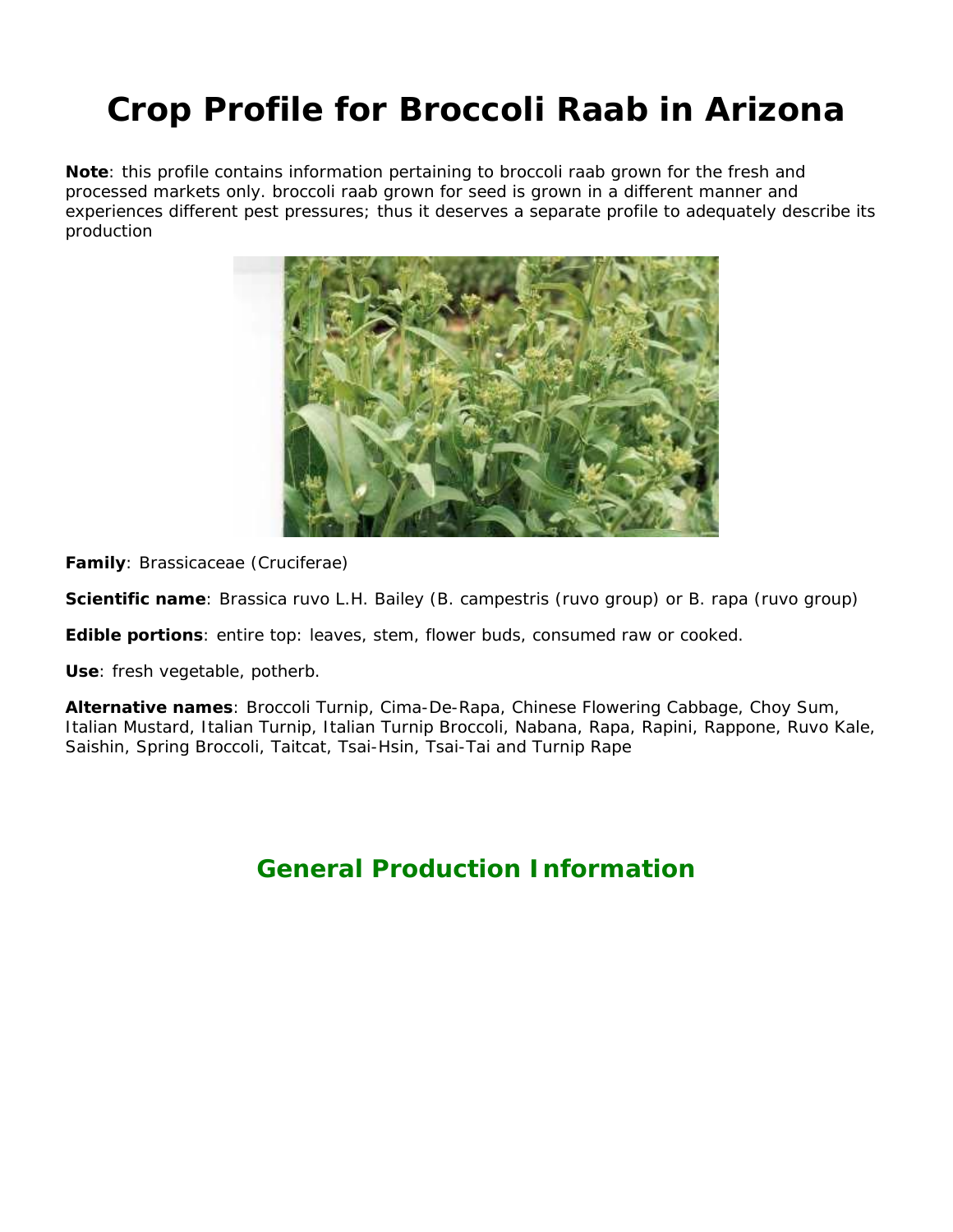# Crop Profile for Broccoli Raab in Arizona

**Note**: this profile contains information pertaining to broccoli raab grown for the fresh and processed markets only. broccoli raab grown for seed is grown in a different manner and experiences different pest pressures; thus it deserves a separate profile to adequately describe its production

**Family**: Brassicaceae (Cruciferae)

**Scientific name**: Brassica ruvo L.H. Bailey (B. campestris (ruvo group) or B. rapa (ruvo group)

**Edible portions**: entire top: leaves, stem, flower buds, consumed raw or cooked.

**Use**: fresh vegetable, potherb.

**Alternative names**: Broccoli Turnip, Cima-De-Rapa, Chinese Flowering Cabbage, Choy Sum, Italian Mustard, Italian Turnip, Italian Turnip Broccoli, Nabana, Rapa, Rapini, Rappone, Ruvo Kale, Saishin, Spring Broccoli, Taitcat, Tsai-Hsin, Tsai-Tai and Turnip Rape

## General Production Information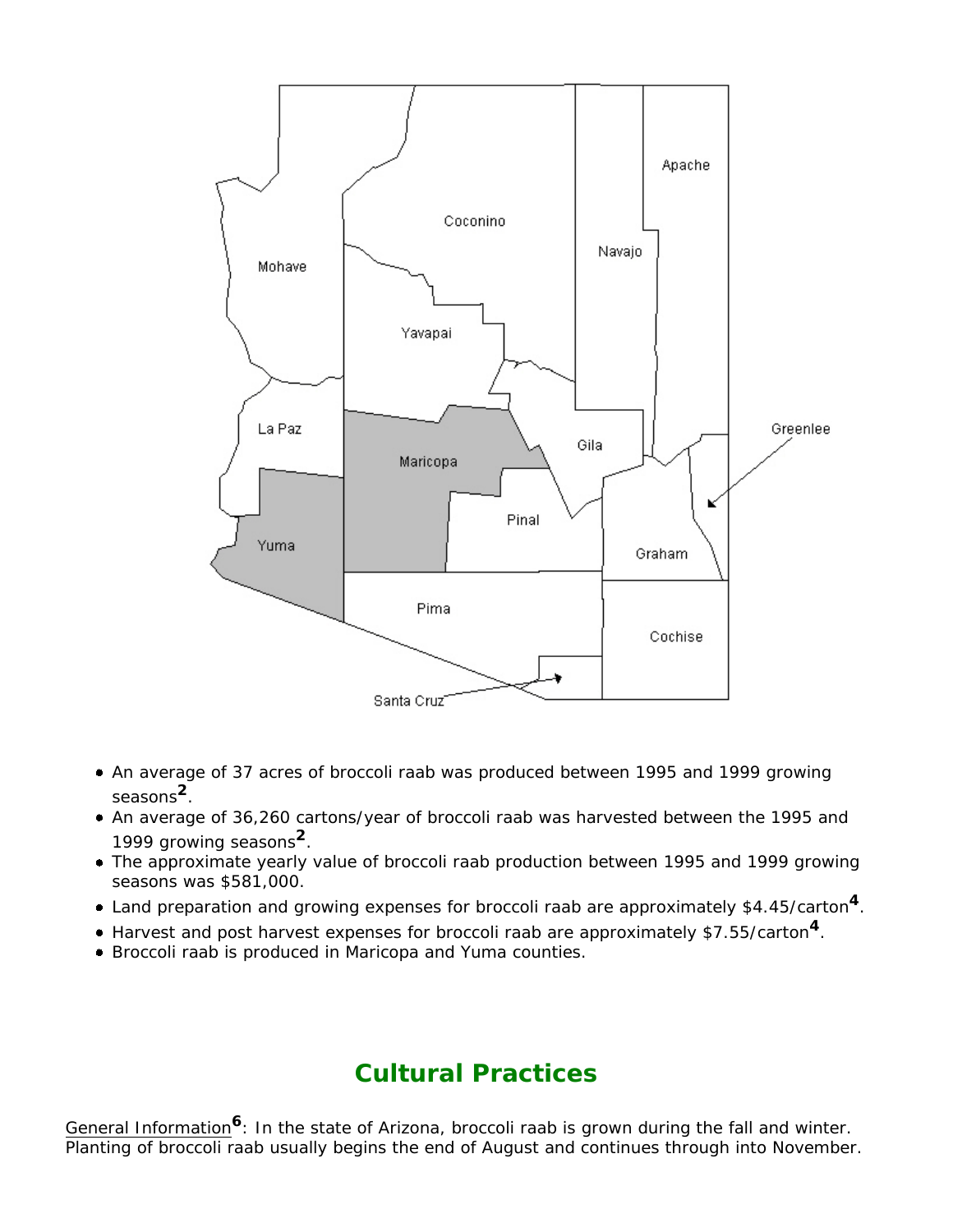- An average of 37 acres of broccoli raab was produced between 1995 and 1999 growing seasons[2].
- An average of 36,260 cartons/year of broccoli raab was harvested between the 1995 and 1999 growing seasons[2].
- The approximate yearly value of broccoli raab production between 1995 and 1999 growing seasons was $581,000.
- Land preparation and growing expenses for broccoli raab are approximately $4.45/carton[4].
- Harvest and post harvest expenses for broccoli raab are approximately $7.55/carton[4].
- Broccoli raab is produced in Maricopa and Yuma counties.

## Cultural Practices

General Information[6]: In the state of Arizona, broccoli raab is grown during the fall and winter. Planting of broccoli raab usually begins the end of August and continues through into November.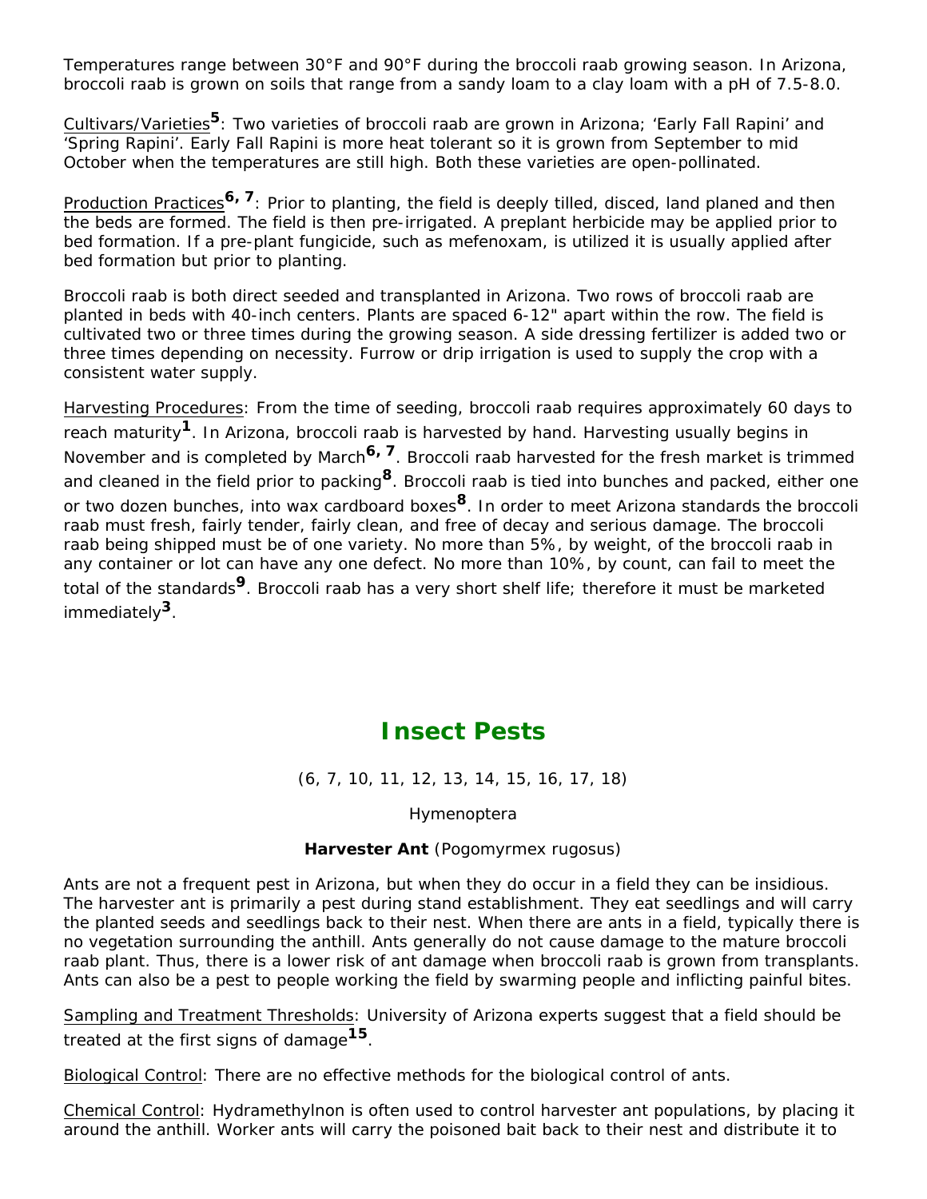Temperatures range between 30°F and 90°F during the broccoli raab growing season. In Arizona, broccoli raab is grown on soils that range from a sandy loam to a clay loam with a pH of 7.5-8.0.

Cultivars/Varieties[5]: Two varieties of broccoli raab are grown in Arizona; 'Early Fall Rapini' and 'Spring Rapini'. Early Fall Rapini is more heat tolerant so it is grown from September to mid October when the temperatures are still high. Both these varieties are open-pollinated.

Production Practices[6, 7]: Prior to planting, the field is deeply tilled, disced, land planed and then the beds are formed. The field is then pre-irrigated. A preplant herbicide may be applied prior to bed formation. If a pre-plant fungicide, such as mefenoxam, is utilized it is usually applied after bed formation but prior to planting.

Broccoli raab is both direct seeded and transplanted in Arizona. Two rows of broccoli raab are planted in beds with 40-inch centers. Plants are spaced 6-12" apart within the row. The field is cultivated two or three times during the growing season. A side dressing fertilizer is added two or three times depending on necessity. Furrow or drip irrigation is used to supply the crop with a consistent water supply.

Harvesting Procedures: From the time of seeding, broccoli raab requires approximately 60 days to reach maturity[1]. In Arizona, broccoli raab is harvested by hand. Harvesting usually begins in November and is completed by March[6, 7]. Broccoli raab harvested for the fresh market is trimmed and cleaned in the field prior to packing[8]. Broccoli raab is tied into bunches and packed, either one or two dozen bunches, into wax cardboard boxes[8]. In order to meet Arizona standards the broccoli raab must fresh, fairly tender, fairly clean, and free of decay and serious damage. The broccoli raab being shipped must be of one variety. No more than 5%, by weight, of the broccoli raab in any container or lot can have any one defect. No more than 10%, by count, can fail to meet the total of the standards[9]. Broccoli raab has a very short shelf life; therefore it must be marketed immediately[3].

# Insect Pests

(6, 7, 10, 11, 12, 13, 14, 15, 16, 17, 18)

Hymenoptera

**Harvester Ant** (Pogomyrmex rugosus)

Ants are not a frequent pest in Arizona, but when they do occur in a field they can be insidious. The harvester ant is primarily a pest during stand establishment. They eat seedlings and will carry the planted seeds and seedlings back to their nest. When there are ants in a field, typically there is no vegetation surrounding the anthill. Ants generally do not cause damage to the mature broccoli raab plant. Thus, there is a lower risk of ant damage when broccoli raab is grown from transplants. Ants can also be a pest to people working the field by swarming people and inflicting painful bites.

Sampling and Treatment Thresholds: University of Arizona experts suggest that a field should be treated at the first signs of damage[15].

Biological Control: There are no effective methods for the biological control of ants.

Chemical Control: Hydramethylnon is often used to control harvester ant populations, by placing it around the anthill. Worker ants will carry the poisoned bait back to their nest and distribute it to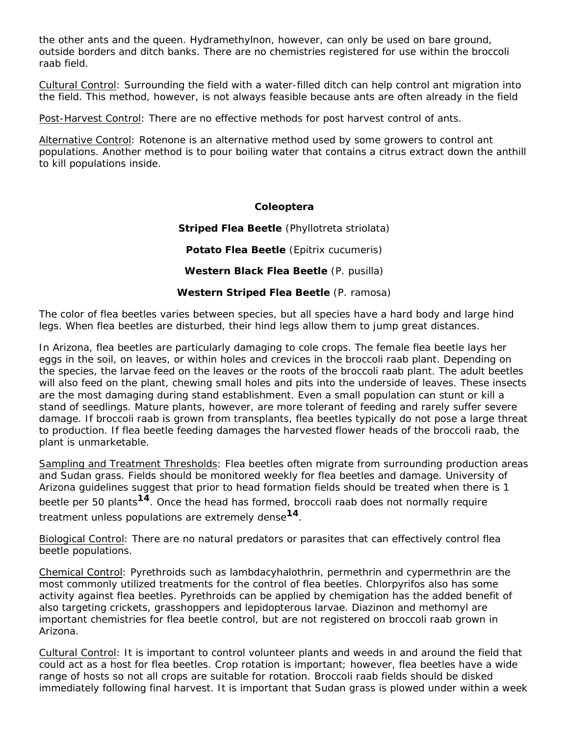the other ants and the queen. Hydramethylnon, however, can only be used on bare ground, outside borders and ditch banks. There are no chemistries registered for use within the broccoli raab field.

Cultural Control: Surrounding the field with a water-filled ditch can help control ant migration into the field. This method, however, is not always feasible because ants are often already in the field

Post-Harvest Control: There are no effective methods for post harvest control of ants.

Alternative Control: Rotenone is an alternative method used by some growers to control ant populations. Another method is to pour boiling water that contains a citrus extract down the anthill to kill populations inside.

## Coleoptera

**Striped Flea Beetle** (*Phyllotreta striolata*)

**Potato Flea Beetle** (*Epitrix cucumeris*)

**Western Black Flea Beetle** (*P. pusilla*)

**Western Striped Flea Beetle** (*P. ramosa*)

The color of flea beetles varies between species, but all species have a hard body and large hind legs. When flea beetles are disturbed, their hind legs allow them to jump great distances.

In Arizona, flea beetles are particularly damaging to cole crops. The female flea beetle lays her eggs in the soil, on leaves, or within holes and crevices in the broccoli raab plant. Depending on the species, the larvae feed on the leaves or the roots of the broccoli raab plant. The adult beetles will also feed on the plant, chewing small holes and pits into the underside of leaves. These insects are the most damaging during stand establishment. Even a small population can stunt or kill a stand of seedlings. Mature plants, however, are more tolerant of feeding and rarely suffer severe damage. If broccoli raab is grown from transplants, flea beetles typically do not pose a large threat to production. If flea beetle feeding damages the harvested flower heads of the broccoli raab, the plant is unmarketable.

Sampling and Treatment Thresholds: Flea beetles often migrate from surrounding production areas and Sudan grass. Fields should be monitored weekly for flea beetles and damage. University of Arizona guidelines suggest that prior to head formation fields should be treated when there is 1 beetle per 50 plants[14]. Once the head has formed, broccoli raab does not normally require treatment unless populations are extremely dense[14].

Biological Control: There are no natural predators or parasites that can effectively control flea beetle populations.

Chemical Control: Pyrethroids such as lambdacyhalothrin, permethrin and cypermethrin are the most commonly utilized treatments for the control of flea beetles. Chlorpyrifos also has some activity against flea beetles. Pyrethroids can be applied by chemigation has the added benefit of also targeting crickets, grasshoppers and lepidopterous larvae. Diazinon and methomyl are important chemistries for flea beetle control, but are not registered on broccoli raab grown in Arizona.

Cultural Control: It is important to control volunteer plants and weeds in and around the field that could act as a host for flea beetles. Crop rotation is important; however, flea beetles have a wide range of hosts so not all crops are suitable for rotation. Broccoli raab fields should be disked immediately following final harvest. It is important that Sudan grass is plowed under within a week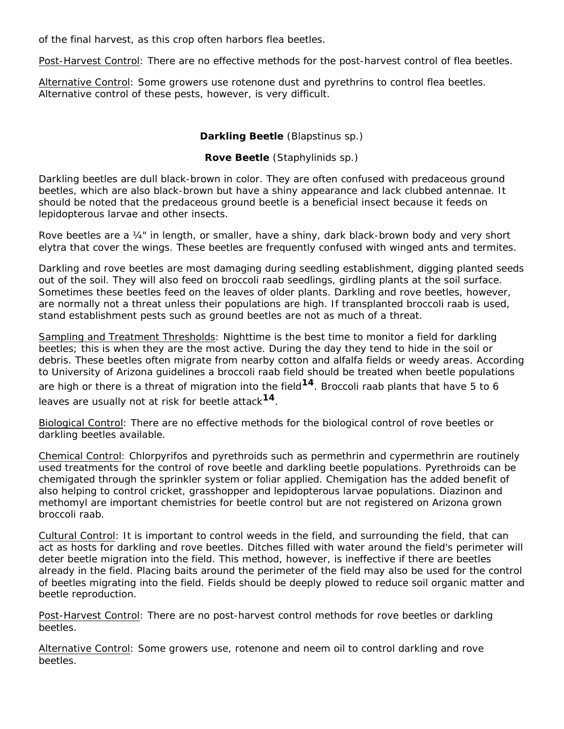of the final harvest, as this crop often harbors flea beetles.

Post-Harvest Control: There are no effective methods for the post-harvest control of flea beetles.

Alternative Control: Some growers use rotenone dust and pyrethrins to control flea beetles. Alternative control of these pests, however, is very difficult.

### **Darkling Beetle** (Blapstinus sp.)

### **Rove Beetle** (Staphylinids sp.)

Darkling beetles are dull black-brown in color. They are often confused with predaceous ground beetles, which are also black-brown but have a shiny appearance and lack clubbed antennae. It should be noted that the predaceous ground beetle is a beneficial insect because it feeds on lepidopterous larvae and other insects.

Rove beetles are a ¼" in length, or smaller, have a shiny, dark black-brown body and very short elytra that cover the wings. These beetles are frequently confused with winged ants and termites.

Darkling and rove beetles are most damaging during seedling establishment, digging planted seeds out of the soil. They will also feed on broccoli raab seedlings, girdling plants at the soil surface. Sometimes these beetles feed on the leaves of older plants. Darkling and rove beetles, however, are normally not a threat unless their populations are high. If transplanted broccoli raab is used, stand establishment pests such as ground beetles are not as much of a threat.

Sampling and Treatment Thresholds: Nighttime is the best time to monitor a field for darkling beetles; this is when they are the most active. During the day they tend to hide in the soil or debris. These beetles often migrate from nearby cotton and alfalfa fields or weedy areas. According to University of Arizona guidelines a broccoli raab field should be treated when beetle populations are high or there is a threat of migration into the field[14]. Broccoli raab plants that have 5 to 6 leaves are usually not at risk for beetle attack[14].

Biological Control: There are no effective methods for the biological control of rove beetles or darkling beetles available.

Chemical Control: Chlorpyrifos and pyrethroids such as permethrin and cypermethrin are routinely used treatments for the control of rove beetle and darkling beetle populations. Pyrethroids can be chemigated through the sprinkler system or foliar applied. Chemigation has the added benefit of also helping to control cricket, grasshopper and lepidopterous larvae populations. Diazinon and methomyl are important chemistries for beetle control but are not registered on Arizona grown broccoli raab.

Cultural Control: It is important to control weeds in the field, and surrounding the field, that can act as hosts for darkling and rove beetles. Ditches filled with water around the field's perimeter will deter beetle migration into the field. This method, however, is ineffective if there are beetles already in the field. Placing baits around the perimeter of the field may also be used for the control of beetles migrating into the field. Fields should be deeply plowed to reduce soil organic matter and beetle reproduction.

Post-Harvest Control: There are no post-harvest control methods for rove beetles or darkling beetles.

Alternative Control: Some growers use, rotenone and neem oil to control darkling and rove beetles.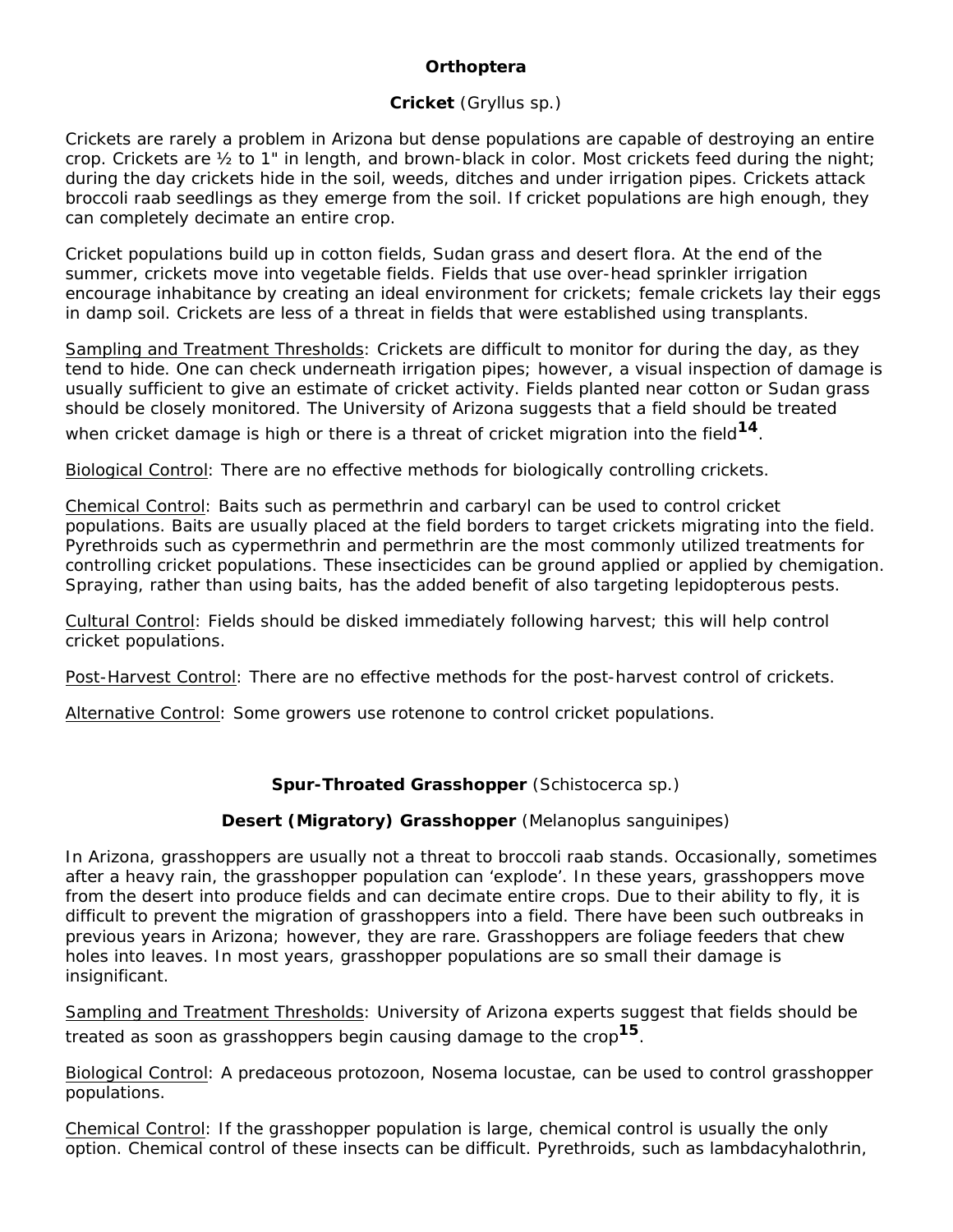## Orthoptera

### **Cricket** (*Gryllus sp.*)

Crickets are rarely a problem in Arizona but dense populations are capable of destroying an entire crop. Crickets are ½ to 1" in length, and brown-black in color. Most crickets feed during the night; during the day crickets hide in the soil, weeds, ditches and under irrigation pipes. Crickets attack broccoli raab seedlings as they emerge from the soil. If cricket populations are high enough, they can completely decimate an entire crop.

Cricket populations build up in cotton fields, Sudan grass and desert flora. At the end of the summer, crickets move into vegetable fields. Fields that use over-head sprinkler irrigation encourage inhabitance by creating an ideal environment for crickets; female crickets lay their eggs in damp soil. Crickets are less of a threat in fields that were established using transplants.

Sampling and Treatment Thresholds: Crickets are difficult to monitor for during the day, as they tend to hide. One can check underneath irrigation pipes; however, a visual inspection of damage is usually sufficient to give an estimate of cricket activity. Fields planted near cotton or Sudan grass should be closely monitored. The University of Arizona suggests that a field should be treated when cricket damage is high or there is a threat of cricket migration into the field[14].

Biological Control: There are no effective methods for biologically controlling crickets.

Chemical Control: Baits such as permethrin and carbaryl can be used to control cricket populations. Baits are usually placed at the field borders to target crickets migrating into the field. Pyrethroids such as cypermethrin and permethrin are the most commonly utilized treatments for controlling cricket populations. These insecticides can be ground applied or applied by chemigation. Spraying, rather than using baits, has the added benefit of also targeting lepidopterous pests.

Cultural Control: Fields should be disked immediately following harvest; this will help control cricket populations.

Post-Harvest Control: There are no effective methods for the post-harvest control of crickets.

Alternative Control: Some growers use rotenone to control cricket populations.

### **Spur-Throated Grasshopper** (*Schistocerca sp.*)

### **Desert (Migratory) Grasshopper** (*Melanoplus sanguinipes*)

In Arizona, grasshoppers are usually not a threat to broccoli raab stands. Occasionally, sometimes after a heavy rain, the grasshopper population can 'explode'. In these years, grasshoppers move from the desert into produce fields and can decimate entire crops. Due to their ability to fly, it is difficult to prevent the migration of grasshoppers into a field. There have been such outbreaks in previous years in Arizona; however, they are rare. Grasshoppers are foliage feeders that chew holes into leaves. In most years, grasshopper populations are so small their damage is insignificant.

Sampling and Treatment Thresholds: University of Arizona experts suggest that fields should be treated as soon as grasshoppers begin causing damage to the crop[15].

Biological Control: A predaceous protozoon, Nosema locustae, can be used to control grasshopper populations.

Chemical Control: If the grasshopper population is large, chemical control is usually the only option. Chemical control of these insects can be difficult. Pyrethroids, such as lambdacyhalothrin,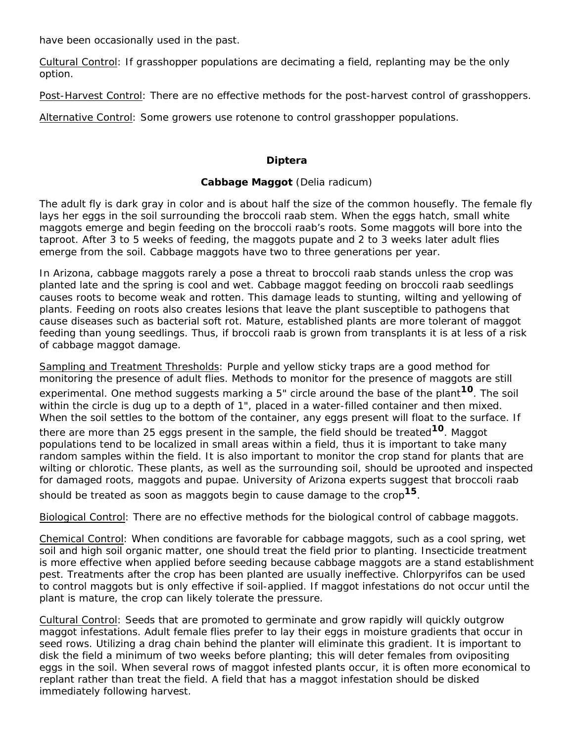have been occasionally used in the past.

Cultural Control: If grasshopper populations are decimating a field, replanting may be the only option.

Post-Harvest Control: There are no effective methods for the post-harvest control of grasshoppers.

Alternative Control: Some growers use rotenone to control grasshopper populations.

## Diptera

### Cabbage Maggot (*Delia radicum*)

The adult fly is dark gray in color and is about half the size of the common housefly. The female fly lays her eggs in the soil surrounding the broccoli raab stem. When the eggs hatch, small white maggots emerge and begin feeding on the broccoli raab's roots. Some maggots will bore into the taproot. After 3 to 5 weeks of feeding, the maggots pupate and 2 to 3 weeks later adult flies emerge from the soil. Cabbage maggots have two to three generations per year.

In Arizona, cabbage maggots rarely a pose a threat to broccoli raab stands unless the crop was planted late and the spring is cool and wet. Cabbage maggot feeding on broccoli raab seedlings causes roots to become weak and rotten. This damage leads to stunting, wilting and yellowing of plants. Feeding on roots also creates lesions that leave the plant susceptible to pathogens that cause diseases such as bacterial soft rot. Mature, established plants are more tolerant of maggot feeding than young seedlings. Thus, if broccoli raab is grown from transplants it is at less of a risk of cabbage maggot damage.

Sampling and Treatment Thresholds: Purple and yellow sticky traps are a good method for monitoring the presence of adult flies. Methods to monitor for the presence of maggots are still experimental. One method suggests marking a 5" circle around the base of the plant[10]. The soil within the circle is dug up to a depth of 1", placed in a water-filled container and then mixed. When the soil settles to the bottom of the container, any eggs present will float to the surface. If there are more than 25 eggs present in the sample, the field should be treated[10]. Maggot populations tend to be localized in small areas within a field, thus it is important to take many random samples within the field. It is also important to monitor the crop stand for plants that are wilting or chlorotic. These plants, as well as the surrounding soil, should be uprooted and inspected for damaged roots, maggots and pupae. University of Arizona experts suggest that broccoli raab should be treated as soon as maggots begin to cause damage to the crop[15].

Biological Control: There are no effective methods for the biological control of cabbage maggots.

Chemical Control: When conditions are favorable for cabbage maggots, such as a cool spring, wet soil and high soil organic matter, one should treat the field prior to planting. Insecticide treatment is more effective when applied before seeding because cabbage maggots are a stand establishment pest. Treatments after the crop has been planted are usually ineffective. Chlorpyrifos can be used to control maggots but is only effective if soil-applied. If maggot infestations do not occur until the plant is mature, the crop can likely tolerate the pressure.

Cultural Control: Seeds that are promoted to germinate and grow rapidly will quickly outgrow maggot infestations. Adult female flies prefer to lay their eggs in moisture gradients that occur in seed rows. Utilizing a drag chain behind the planter will eliminate this gradient. It is important to disk the field a minimum of two weeks before planting; this will deter females from ovipositing eggs in the soil. When several rows of maggot infested plants occur, it is often more economical to replant rather than treat the field. A field that has a maggot infestation should be disked immediately following harvest.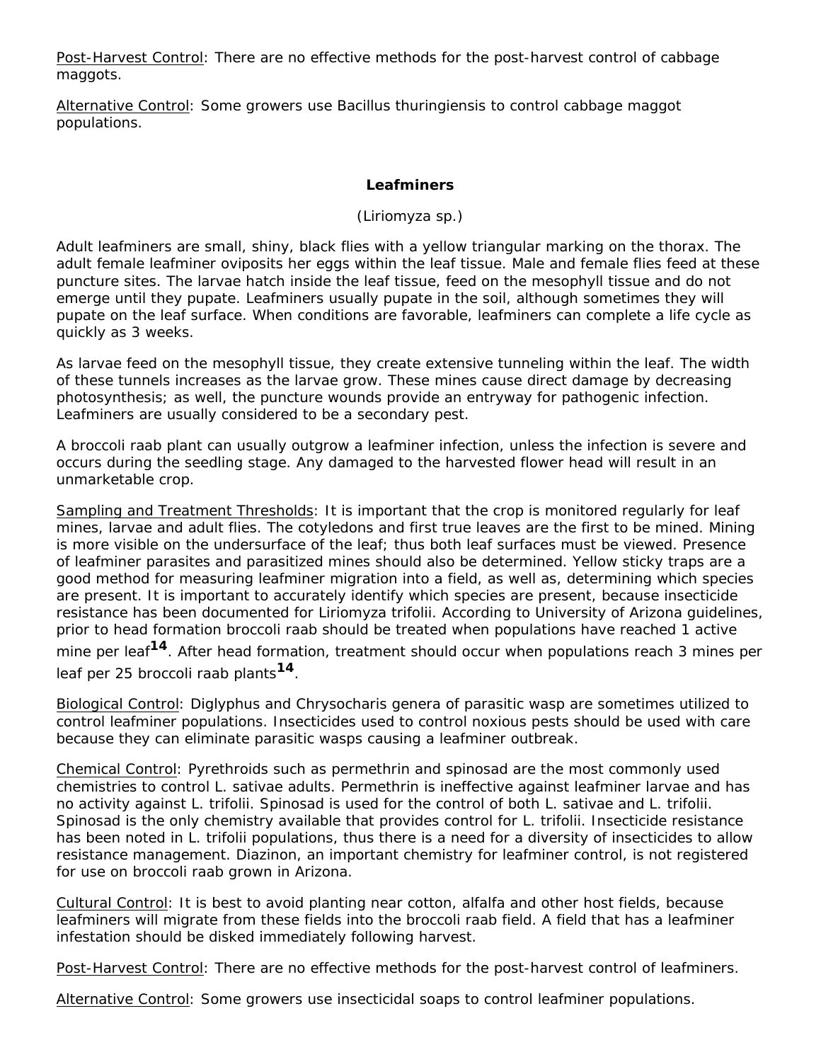Post-Harvest Control: There are no effective methods for the post-harvest control of cabbage maggots.

Alternative Control: Some growers use Bacillus thuringiensis to control cabbage maggot populations.

## Leafminers

(Liriomyza sp.)

Adult leafminers are small, shiny, black flies with a yellow triangular marking on the thorax. The adult female leafminer oviposits her eggs within the leaf tissue. Male and female flies feed at these puncture sites. The larvae hatch inside the leaf tissue, feed on the mesophyll tissue and do not emerge until they pupate. Leafminers usually pupate in the soil, although sometimes they will pupate on the leaf surface. When conditions are favorable, leafminers can complete a life cycle as quickly as 3 weeks.

As larvae feed on the mesophyll tissue, they create extensive tunneling within the leaf. The width of these tunnels increases as the larvae grow. These mines cause direct damage by decreasing photosynthesis; as well, the puncture wounds provide an entryway for pathogenic infection. Leafminers are usually considered to be a secondary pest.

A broccoli raab plant can usually outgrow a leafminer infection, unless the infection is severe and occurs during the seedling stage. Any damaged to the harvested flower head will result in an unmarketable crop.

Sampling and Treatment Thresholds: It is important that the crop is monitored regularly for leaf mines, larvae and adult flies. The cotyledons and first true leaves are the first to be mined. Mining is more visible on the undersurface of the leaf; thus both leaf surfaces must be viewed. Presence of leafminer parasites and parasitized mines should also be determined. Yellow sticky traps are a good method for measuring leafminer migration into a field, as well as, determining which species are present. It is important to accurately identify which species are present, because insecticide resistance has been documented for Liriomyza trifolii. According to University of Arizona guidelines, prior to head formation broccoli raab should be treated when populations have reached 1 active mine per leaf[14]. After head formation, treatment should occur when populations reach 3 mines per leaf per 25 broccoli raab plants[14].

Biological Control: Diglyphus and Chrysocharis genera of parasitic wasp are sometimes utilized to control leafminer populations. Insecticides used to control noxious pests should be used with care because they can eliminate parasitic wasps causing a leafminer outbreak.

Chemical Control: Pyrethroids such as permethrin and spinosad are the most commonly used chemistries to control L. sativae adults. Permethrin is ineffective against leafminer larvae and has no activity against L. trifolii. Spinosad is used for the control of both L. sativae and L. trifolii. Spinosad is the only chemistry available that provides control for L. trifolii. Insecticide resistance has been noted in L. trifolii populations, thus there is a need for a diversity of insecticides to allow resistance management. Diazinon, an important chemistry for leafminer control, is not registered for use on broccoli raab grown in Arizona.

Cultural Control: It is best to avoid planting near cotton, alfalfa and other host fields, because leafminers will migrate from these fields into the broccoli raab field. A field that has a leafminer infestation should be disked immediately following harvest.

Post-Harvest Control: There are no effective methods for the post-harvest control of leafminers.

Alternative Control: Some growers use insecticidal soaps to control leafminer populations.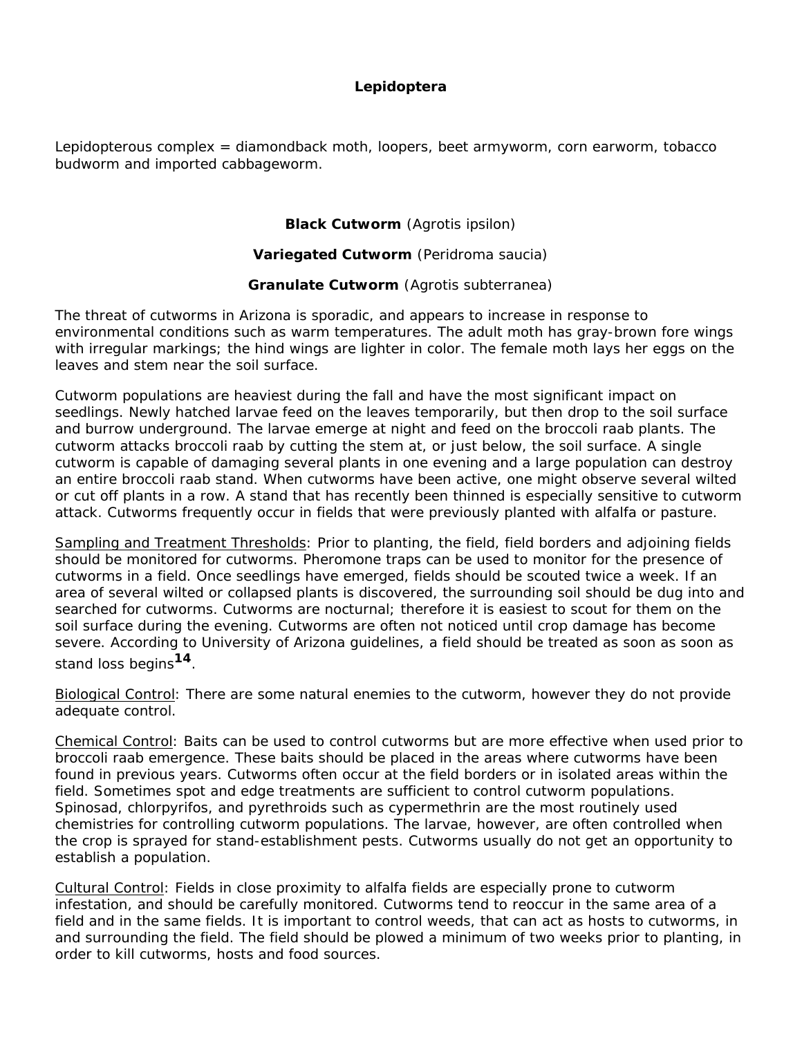## Lepidoptera

Lepidopterous complex = diamondback moth, loopers, beet armyworm, corn earworm, tobacco budworm and imported cabbageworm.

### **Black Cutworm** (Agrotis ipsilon)

### **Variegated Cutworm** (Peridroma saucia)

### **Granulate Cutworm** (Agrotis subterranea)

The threat of cutworms in Arizona is sporadic, and appears to increase in response to environmental conditions such as warm temperatures. The adult moth has gray-brown fore wings with irregular markings; the hind wings are lighter in color. The female moth lays her eggs on the leaves and stem near the soil surface.

Cutworm populations are heaviest during the fall and have the most significant impact on seedlings. Newly hatched larvae feed on the leaves temporarily, but then drop to the soil surface and burrow underground. The larvae emerge at night and feed on the broccoli raab plants. The cutworm attacks broccoli raab by cutting the stem at, or just below, the soil surface. A single cutworm is capable of damaging several plants in one evening and a large population can destroy an entire broccoli raab stand. When cutworms have been active, one might observe several wilted or cut off plants in a row. A stand that has recently been thinned is especially sensitive to cutworm attack. Cutworms frequently occur in fields that were previously planted with alfalfa or pasture.

Sampling and Treatment Thresholds: Prior to planting, the field, field borders and adjoining fields should be monitored for cutworms. Pheromone traps can be used to monitor for the presence of cutworms in a field. Once seedlings have emerged, fields should be scouted twice a week. If an area of several wilted or collapsed plants is discovered, the surrounding soil should be dug into and searched for cutworms. Cutworms are nocturnal; therefore it is easiest to scout for them on the soil surface during the evening. Cutworms are often not noticed until crop damage has become severe. According to University of Arizona guidelines, a field should be treated as soon as soon as stand loss begins[14].

Biological Control: There are some natural enemies to the cutworm, however they do not provide adequate control.

Chemical Control: Baits can be used to control cutworms but are more effective when used prior to broccoli raab emergence. These baits should be placed in the areas where cutworms have been found in previous years. Cutworms often occur at the field borders or in isolated areas within the field. Sometimes spot and edge treatments are sufficient to control cutworm populations. Spinosad, chlorpyrifos, and pyrethroids such as cypermethrin are the most routinely used chemistries for controlling cutworm populations. The larvae, however, are often controlled when the crop is sprayed for stand-establishment pests. Cutworms usually do not get an opportunity to establish a population.

Cultural Control: Fields in close proximity to alfalfa fields are especially prone to cutworm infestation, and should be carefully monitored. Cutworms tend to reoccur in the same area of a field and in the same fields. It is important to control weeds, that can act as hosts to cutworms, in and surrounding the field. The field should be plowed a minimum of two weeks prior to planting, in order to kill cutworms, hosts and food sources.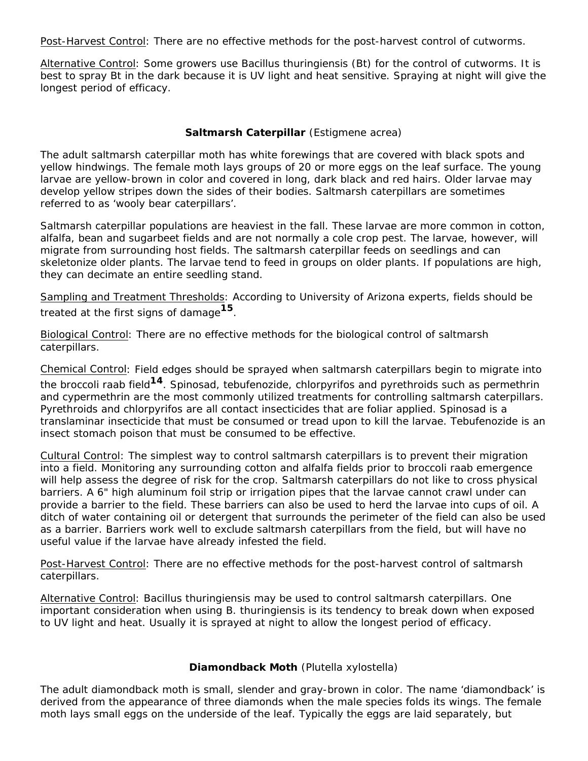Post-Harvest Control: There are no effective methods for the post-harvest control of cutworms.

Alternative Control: Some growers use Bacillus thuringiensis (Bt) for the control of cutworms. It is best to spray Bt in the dark because it is UV light and heat sensitive. Spraying at night will give the longest period of efficacy.

### **Saltmarsh Caterpillar** (*Estigmene acrea*)

The adult saltmarsh caterpillar moth has white forewings that are covered with black spots and yellow hindwings. The female moth lays groups of 20 or more eggs on the leaf surface. The young larvae are yellow-brown in color and covered in long, dark black and red hairs. Older larvae may develop yellow stripes down the sides of their bodies. Saltmarsh caterpillars are sometimes referred to as 'wooly bear caterpillars'.

Saltmarsh caterpillar populations are heaviest in the fall. These larvae are more common in cotton, alfalfa, bean and sugarbeet fields and are not normally a cole crop pest. The larvae, however, will migrate from surrounding host fields. The saltmarsh caterpillar feeds on seedlings and can skeletonize older plants. The larvae tend to feed in groups on older plants. If populations are high, they can decimate an entire seedling stand.

Sampling and Treatment Thresholds: According to University of Arizona experts, fields should be treated at the first signs of damage[15].

Biological Control: There are no effective methods for the biological control of saltmarsh caterpillars.

Chemical Control: Field edges should be sprayed when saltmarsh caterpillars begin to migrate into the broccoli raab field[14]. Spinosad, tebufenozide, chlorpyrifos and pyrethroids such as permethrin and cypermethrin are the most commonly utilized treatments for controlling saltmarsh caterpillars. Pyrethroids and chlorpyrifos are all contact insecticides that are foliar applied. Spinosad is a translaminar insecticide that must be consumed or tread upon to kill the larvae. Tebufenozide is an insect stomach poison that must be consumed to be effective.

Cultural Control: The simplest way to control saltmarsh caterpillars is to prevent their migration into a field. Monitoring any surrounding cotton and alfalfa fields prior to broccoli raab emergence will help assess the degree of risk for the crop. Saltmarsh caterpillars do not like to cross physical barriers. A 6" high aluminum foil strip or irrigation pipes that the larvae cannot crawl under can provide a barrier to the field. These barriers can also be used to herd the larvae into cups of oil. A ditch of water containing oil or detergent that surrounds the perimeter of the field can also be used as a barrier. Barriers work well to exclude saltmarsh caterpillars from the field, but will have no useful value if the larvae have already infested the field.

Post-Harvest Control: There are no effective methods for the post-harvest control of saltmarsh caterpillars.

Alternative Control: Bacillus thuringiensis may be used to control saltmarsh caterpillars. One important consideration when using B. thuringiensis is its tendency to break down when exposed to UV light and heat. Usually it is sprayed at night to allow the longest period of efficacy.

### **Diamondback Moth** (*Plutella xylostella*)

The adult diamondback moth is small, slender and gray-brown in color. The name 'diamondback' is derived from the appearance of three diamonds when the male species folds its wings. The female moth lays small eggs on the underside of the leaf. Typically the eggs are laid separately, but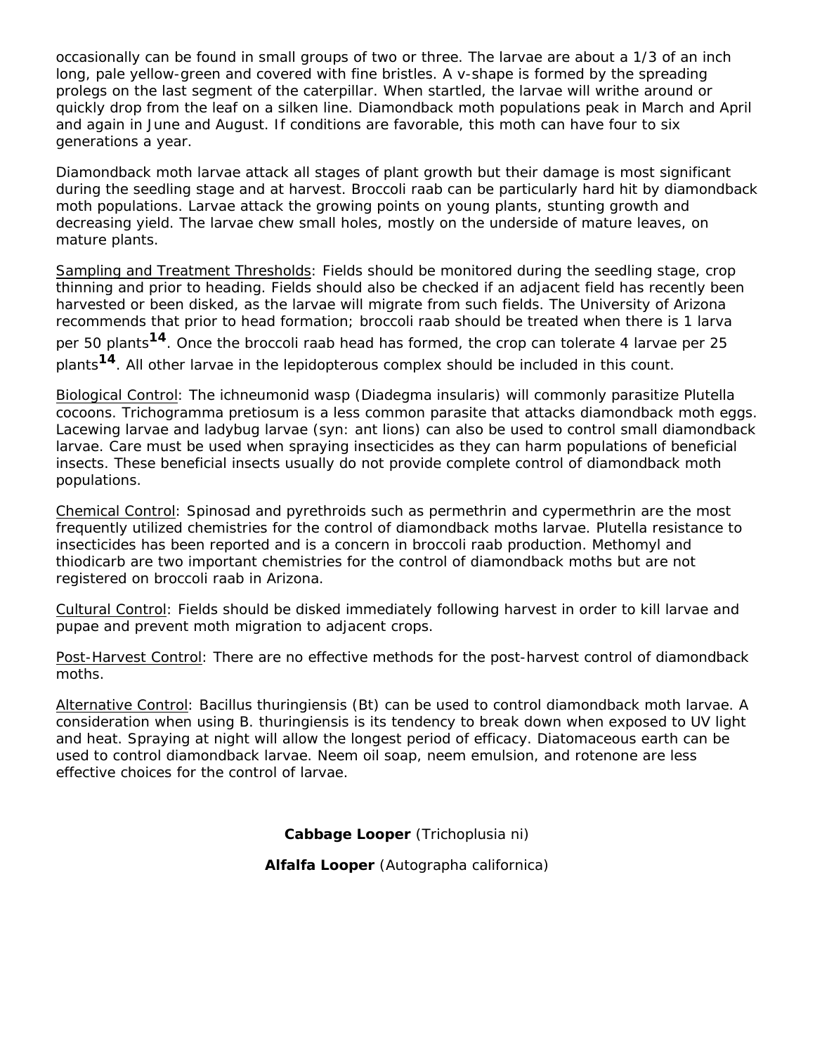occasionally can be found in small groups of two or three. The larvae are about a 1/3 of an inch long, pale yellow-green and covered with fine bristles. A v-shape is formed by the spreading prolegs on the last segment of the caterpillar. When startled, the larvae will writhe around or quickly drop from the leaf on a silken line. Diamondback moth populations peak in March and April and again in June and August. If conditions are favorable, this moth can have four to six generations a year.

Diamondback moth larvae attack all stages of plant growth but their damage is most significant during the seedling stage and at harvest. Broccoli raab can be particularly hard hit by diamondback moth populations. Larvae attack the growing points on young plants, stunting growth and decreasing yield. The larvae chew small holes, mostly on the underside of mature leaves, on mature plants.

<u>Sampling and Treatment Thresholds</u>: Fields should be monitored during the seedling stage, crop thinning and prior to heading. Fields should also be checked if an adjacent field has recently been harvested or been disked, as the larvae will migrate from such fields. The University of Arizona recommends that prior to head formation; broccoli raab should be treated when there is 1 larva per 50 plants[14]. Once the broccoli raab head has formed, the crop can tolerate 4 larvae per 25 plants[14]. All other larvae in the lepidopterous complex should be included in this count.

<u>Biological Control</u>: The ichneumonid wasp (Diadegma insularis) will commonly parasitize Plutella cocoons. Trichogramma pretiosum is a less common parasite that attacks diamondback moth eggs. Lacewing larvae and ladybug larvae (syn: ant lions) can also be used to control small diamondback larvae. Care must be used when spraying insecticides as they can harm populations of beneficial insects. These beneficial insects usually do not provide complete control of diamondback moth populations.

<u>Chemical Control</u>: Spinosad and pyrethroids such as permethrin and cypermethrin are the most frequently utilized chemistries for the control of diamondback moths larvae. Plutella resistance to insecticides has been reported and is a concern in broccoli raab production. Methomyl and thiodicarb are two important chemistries for the control of diamondback moths but are not registered on broccoli raab in Arizona.

<u>Cultural Control</u>: Fields should be disked immediately following harvest in order to kill larvae and pupae and prevent moth migration to adjacent crops.

<u>Post-Harvest Control</u>: There are no effective methods for the post-harvest control of diamondback moths.

<u>Alternative Control</u>: Bacillus thuringiensis (Bt) can be used to control diamondback moth larvae. A consideration when using B. thuringiensis is its tendency to break down when exposed to UV light and heat. Spraying at night will allow the longest period of efficacy. Diatomaceous earth can be used to control diamondback larvae. Neem oil soap, neem emulsion, and rotenone are less effective choices for the control of larvae.

**Cabbage Looper** (Trichoplusia ni)

**Alfalfa Looper** (Autographa californica)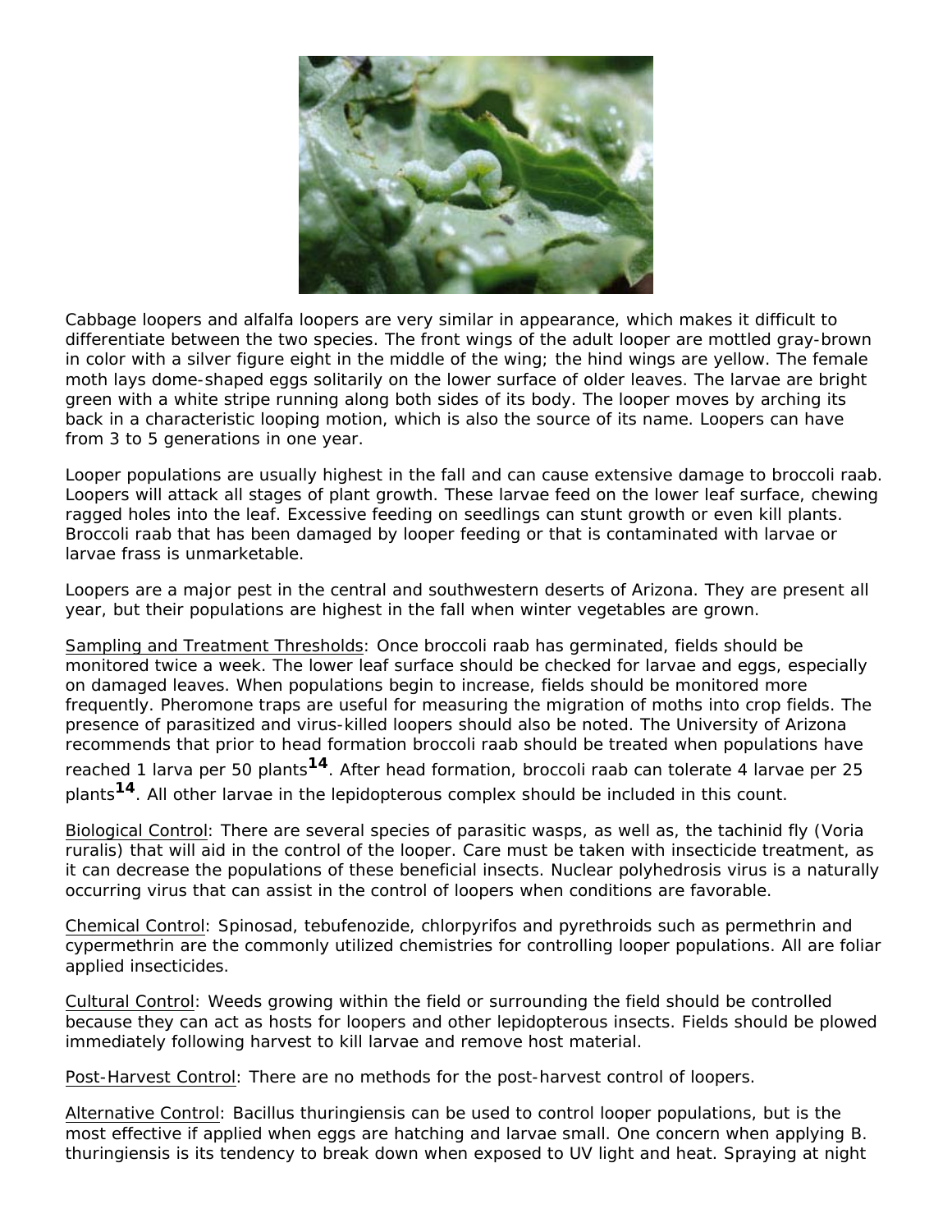Cabbage loopers and alfalfa loopers are very similar in appearance, which makes it difficult to differentiate between the two species. The front wings of the adult looper are mottled gray-brown in color with a silver figure eight in the middle of the wing; the hind wings are yellow. The female moth lays dome-shaped eggs solitarily on the lower surface of older leaves. The larvae are bright green with a white stripe running along both sides of its body. The looper moves by arching its back in a characteristic looping motion, which is also the source of its name. Loopers can have from 3 to 5 generations in one year.

Looper populations are usually highest in the fall and can cause extensive damage to broccoli raab. Loopers will attack all stages of plant growth. These larvae feed on the lower leaf surface, chewing ragged holes into the leaf. Excessive feeding on seedlings can stunt growth or even kill plants. Broccoli raab that has been damaged by looper feeding or that is contaminated with larvae or larvae frass is unmarketable.

Loopers are a major pest in the central and southwestern deserts of Arizona. They are present all year, but their populations are highest in the fall when winter vegetables are grown.

Sampling and Treatment Thresholds: Once broccoli raab has germinated, fields should be monitored twice a week. The lower leaf surface should be checked for larvae and eggs, especially on damaged leaves. When populations begin to increase, fields should be monitored more frequently. Pheromone traps are useful for measuring the migration of moths into crop fields. The presence of parasitized and virus-killed loopers should also be noted. The University of Arizona recommends that prior to head formation broccoli raab should be treated when populations have reached 1 larva per 50 plants[14]. After head formation, broccoli raab can tolerate 4 larvae per 25 plants[14]. All other larvae in the lepidopterous complex should be included in this count.

Biological Control: There are several species of parasitic wasps, as well as, the tachinid fly (Voria ruralis) that will aid in the control of the looper. Care must be taken with insecticide treatment, as it can decrease the populations of these beneficial insects. Nuclear polyhedrosis virus is a naturally occurring virus that can assist in the control of loopers when conditions are favorable.

Chemical Control: Spinosad, tebufenozide, chlorpyrifos and pyrethroids such as permethrin and cypermethrin are the commonly utilized chemistries for controlling looper populations. All are foliar applied insecticides.

Cultural Control: Weeds growing within the field or surrounding the field should be controlled because they can act as hosts for loopers and other lepidopterous insects. Fields should be plowed immediately following harvest to kill larvae and remove host material.

Post-Harvest Control: There are no methods for the post-harvest control of loopers.

Alternative Control: Bacillus thuringiensis can be used to control looper populations, but is the most effective if applied when eggs are hatching and larvae small. One concern when applying B. thuringiensis is its tendency to break down when exposed to UV light and heat. Spraying at night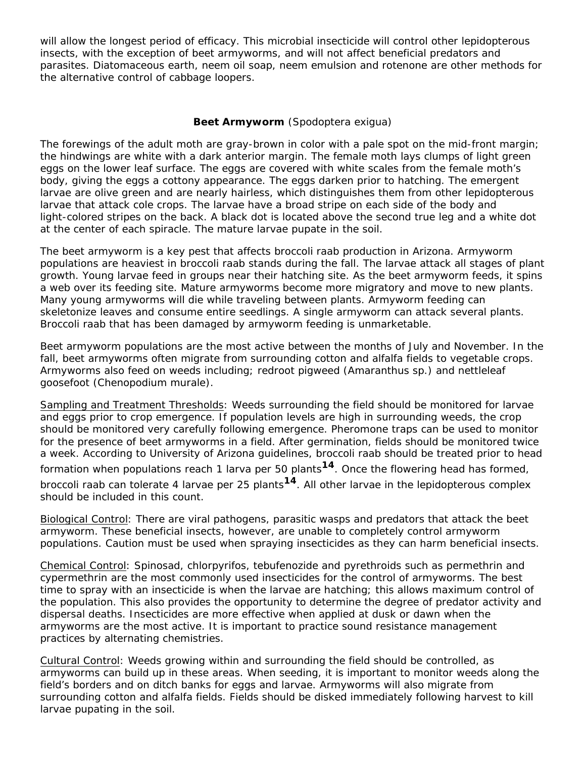will allow the longest period of efficacy. This microbial insecticide will control other lepidopterous insects, with the exception of beet armyworms, and will not affect beneficial predators and parasites. Diatomaceous earth, neem oil soap, neem emulsion and rotenone are other methods for the alternative control of cabbage loopers.

### **Beet Armyworm** (*Spodoptera exigua*)

The forewings of the adult moth are gray-brown in color with a pale spot on the mid-front margin; the hindwings are white with a dark anterior margin. The female moth lays clumps of light green eggs on the lower leaf surface. The eggs are covered with white scales from the female moth's body, giving the eggs a cottony appearance. The eggs darken prior to hatching. The emergent larvae are olive green and are nearly hairless, which distinguishes them from other lepidopterous larvae that attack cole crops. The larvae have a broad stripe on each side of the body and light-colored stripes on the back. A black dot is located above the second true leg and a white dot at the center of each spiracle. The mature larvae pupate in the soil.

The beet armyworm is a key pest that affects broccoli raab production in Arizona. Armyworm populations are heaviest in broccoli raab stands during the fall. The larvae attack all stages of plant growth. Young larvae feed in groups near their hatching site. As the beet armyworm feeds, it spins a web over its feeding site. Mature armyworms become more migratory and move to new plants. Many young armyworms will die while traveling between plants. Armyworm feeding can skeletonize leaves and consume entire seedlings. A single armyworm can attack several plants. Broccoli raab that has been damaged by armyworm feeding is unmarketable.

Beet armyworm populations are the most active between the months of July and November. In the fall, beet armyworms often migrate from surrounding cotton and alfalfa fields to vegetable crops. Armyworms also feed on weeds including; redroot pigweed (*Amaranthus* sp.) and nettleleaf goosefoot (*Chenopodium murale*).

<u>Sampling and Treatment Thresholds</u>: Weeds surrounding the field should be monitored for larvae and eggs prior to crop emergence. If population levels are high in surrounding weeds, the crop should be monitored very carefully following emergence. Pheromone traps can be used to monitor for the presence of beet armyworms in a field. After germination, fields should be monitored twice a week. According to University of Arizona guidelines, broccoli raab should be treated prior to head formation when populations reach 1 larva per 50 plants[14]. Once the flowering head has formed, broccoli raab can tolerate 4 larvae per 25 plants[14]. All other larvae in the lepidopterous complex should be included in this count.

<u>Biological Control</u>: There are viral pathogens, parasitic wasps and predators that attack the beet armyworm. These beneficial insects, however, are unable to completely control armyworm populations. Caution must be used when spraying insecticides as they can harm beneficial insects.

<u>Chemical Control</u>: Spinosad, chlorpyrifos, tebufenozide and pyrethroids such as permethrin and cypermethrin are the most commonly used insecticides for the control of armyworms. The best time to spray with an insecticide is when the larvae are hatching; this allows maximum control of the population. This also provides the opportunity to determine the degree of predator activity and dispersal deaths. Insecticides are more effective when applied at dusk or dawn when the armyworms are the most active. It is important to practice sound resistance management practices by alternating chemistries.

<u>Cultural Control</u>: Weeds growing within and surrounding the field should be controlled, as armyworms can build up in these areas. When seeding, it is important to monitor weeds along the field's borders and on ditch banks for eggs and larvae. Armyworms will also migrate from surrounding cotton and alfalfa fields. Fields should be disked immediately following harvest to kill larvae pupating in the soil.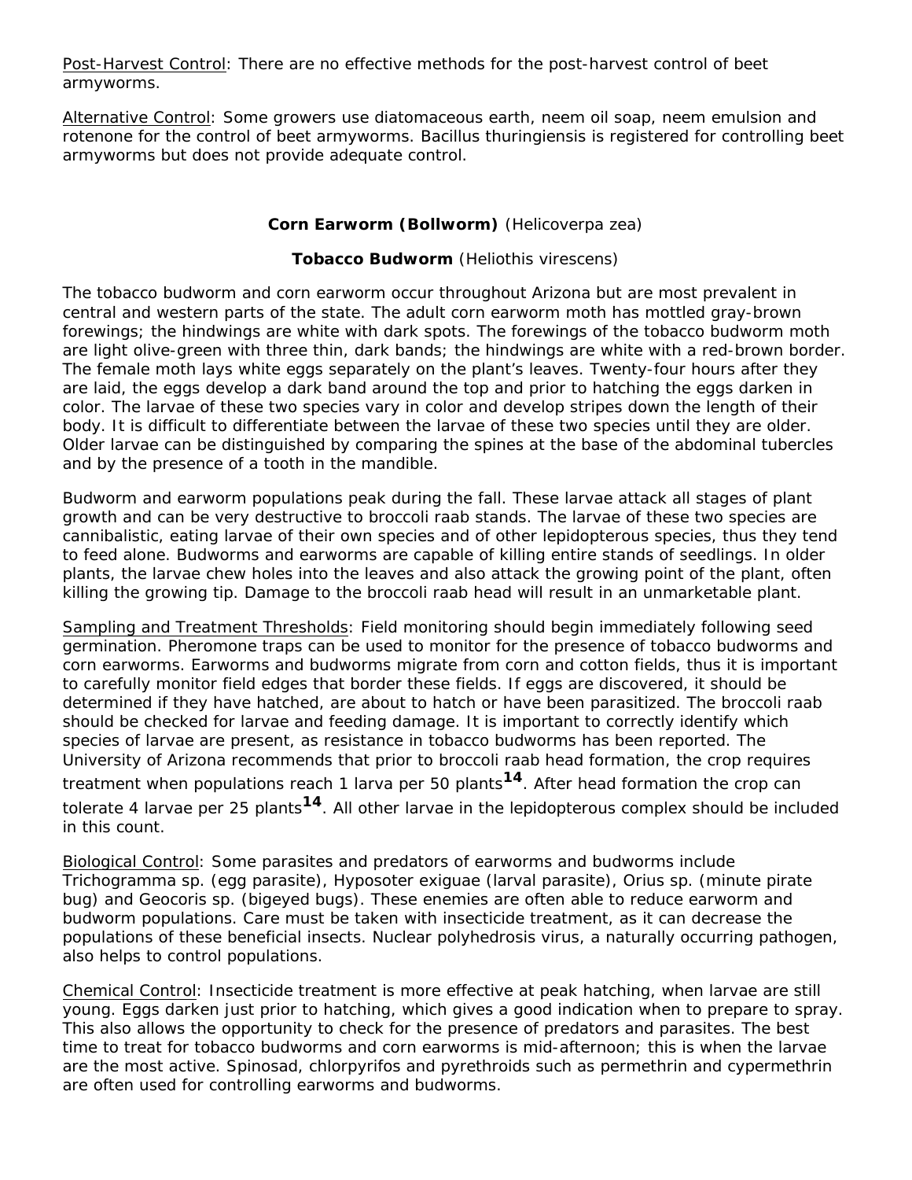Post-Harvest Control: There are no effective methods for the post-harvest control of beet armyworms.

Alternative Control: Some growers use diatomaceous earth, neem oil soap, neem emulsion and rotenone for the control of beet armyworms. Bacillus thuringiensis is registered for controlling beet armyworms but does not provide adequate control.

### **Corn Earworm (Bollworm)** (Helicoverpa zea)

### **Tobacco Budworm** (Heliothis virescens)

The tobacco budworm and corn earworm occur throughout Arizona but are most prevalent in central and western parts of the state. The adult corn earworm moth has mottled gray-brown forewings; the hindwings are white with dark spots. The forewings of the tobacco budworm moth are light olive-green with three thin, dark bands; the hindwings are white with a red-brown border. The female moth lays white eggs separately on the plant's leaves. Twenty-four hours after they are laid, the eggs develop a dark band around the top and prior to hatching the eggs darken in color. The larvae of these two species vary in color and develop stripes down the length of their body. It is difficult to differentiate between the larvae of these two species until they are older. Older larvae can be distinguished by comparing the spines at the base of the abdominal tubercles and by the presence of a tooth in the mandible.

Budworm and earworm populations peak during the fall. These larvae attack all stages of plant growth and can be very destructive to broccoli raab stands. The larvae of these two species are cannibalistic, eating larvae of their own species and of other lepidopterous species, thus they tend to feed alone. Budworms and earworms are capable of killing entire stands of seedlings. In older plants, the larvae chew holes into the leaves and also attack the growing point of the plant, often killing the growing tip. Damage to the broccoli raab head will result in an unmarketable plant.

Sampling and Treatment Thresholds: Field monitoring should begin immediately following seed germination. Pheromone traps can be used to monitor for the presence of tobacco budworms and corn earworms. Earworms and budworms migrate from corn and cotton fields, thus it is important to carefully monitor field edges that border these fields. If eggs are discovered, it should be determined if they have hatched, are about to hatch or have been parasitized. The broccoli raab should be checked for larvae and feeding damage. It is important to correctly identify which species of larvae are present, as resistance in tobacco budworms has been reported. The University of Arizona recommends that prior to broccoli raab head formation, the crop requires treatment when populations reach 1 larva per 50 plants[14]. After head formation the crop can tolerate 4 larvae per 25 plants[14]. All other larvae in the lepidopterous complex should be included in this count.

Biological Control: Some parasites and predators of earworms and budworms include Trichogramma sp. (egg parasite), Hyposoter exiguae (larval parasite), Orius sp. (minute pirate bug) and Geocoris sp. (bigeyed bugs). These enemies are often able to reduce earworm and budworm populations. Care must be taken with insecticide treatment, as it can decrease the populations of these beneficial insects. Nuclear polyhedrosis virus, a naturally occurring pathogen, also helps to control populations.

Chemical Control: Insecticide treatment is more effective at peak hatching, when larvae are still young. Eggs darken just prior to hatching, which gives a good indication when to prepare to spray. This also allows the opportunity to check for the presence of predators and parasites. The best time to treat for tobacco budworms and corn earworms is mid-afternoon; this is when the larvae are the most active. Spinosad, chlorpyrifos and pyrethroids such as permethrin and cypermethrin are often used for controlling earworms and budworms.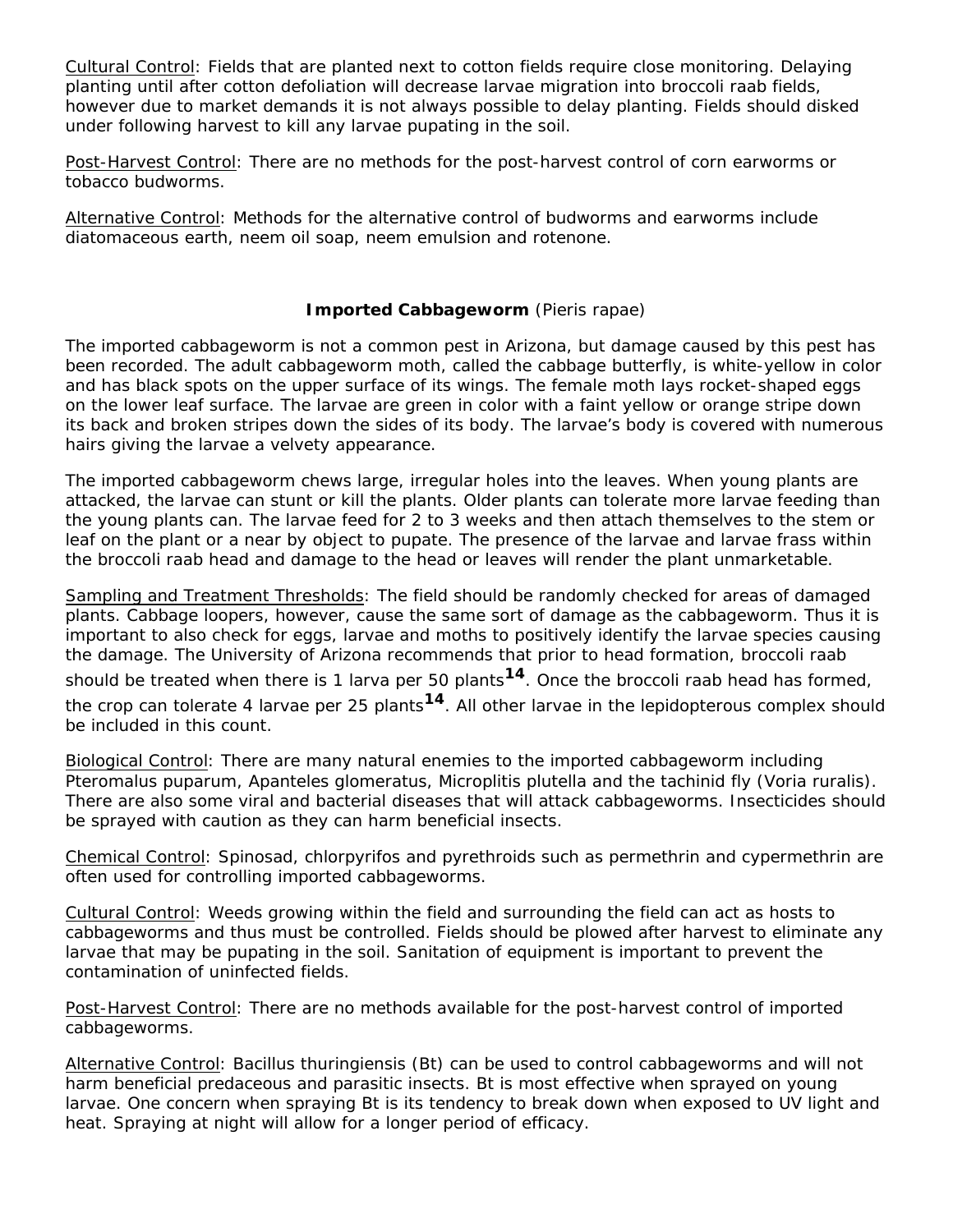Cultural Control: Fields that are planted next to cotton fields require close monitoring. Delaying planting until after cotton defoliation will decrease larvae migration into broccoli raab fields, however due to market demands it is not always possible to delay planting. Fields should disked under following harvest to kill any larvae pupating in the soil.

Post-Harvest Control: There are no methods for the post-harvest control of corn earworms or tobacco budworms.

Alternative Control: Methods for the alternative control of budworms and earworms include diatomaceous earth, neem oil soap, neem emulsion and rotenone.

### **Imported Cabbageworm** (Pieris rapae)

The imported cabbageworm is not a common pest in Arizona, but damage caused by this pest has been recorded. The adult cabbageworm moth, called the cabbage butterfly, is white-yellow in color and has black spots on the upper surface of its wings. The female moth lays rocket-shaped eggs on the lower leaf surface. The larvae are green in color with a faint yellow or orange stripe down its back and broken stripes down the sides of its body. The larvae's body is covered with numerous hairs giving the larvae a velvety appearance.

The imported cabbageworm chews large, irregular holes into the leaves. When young plants are attacked, the larvae can stunt or kill the plants. Older plants can tolerate more larvae feeding than the young plants can. The larvae feed for 2 to 3 weeks and then attach themselves to the stem or leaf on the plant or a near by object to pupate. The presence of the larvae and larvae frass within the broccoli raab head and damage to the head or leaves will render the plant unmarketable.

Sampling and Treatment Thresholds: The field should be randomly checked for areas of damaged plants. Cabbage loopers, however, cause the same sort of damage as the cabbageworm. Thus it is important to also check for eggs, larvae and moths to positively identify the larvae species causing the damage. The University of Arizona recommends that prior to head formation, broccoli raab should be treated when there is 1 larva per 50 plants[14]. Once the broccoli raab head has formed, the crop can tolerate 4 larvae per 25 plants[14]. All other larvae in the lepidopterous complex should be included in this count.

Biological Control: There are many natural enemies to the imported cabbageworm including Pteromalus puparum, Apanteles glomeratus, Microplitis plutella and the tachinid fly (Voria ruralis). There are also some viral and bacterial diseases that will attack cabbageworms. Insecticides should be sprayed with caution as they can harm beneficial insects.

Chemical Control: Spinosad, chlorpyrifos and pyrethroids such as permethrin and cypermethrin are often used for controlling imported cabbageworms.

Cultural Control: Weeds growing within the field and surrounding the field can act as hosts to cabbageworms and thus must be controlled. Fields should be plowed after harvest to eliminate any larvae that may be pupating in the soil. Sanitation of equipment is important to prevent the contamination of uninfected fields.

Post-Harvest Control: There are no methods available for the post-harvest control of imported cabbageworms.

Alternative Control: Bacillus thuringiensis (Bt) can be used to control cabbageworms and will not harm beneficial predaceous and parasitic insects. Bt is most effective when sprayed on young larvae. One concern when spraying Bt is its tendency to break down when exposed to UV light and heat. Spraying at night will allow for a longer period of efficacy.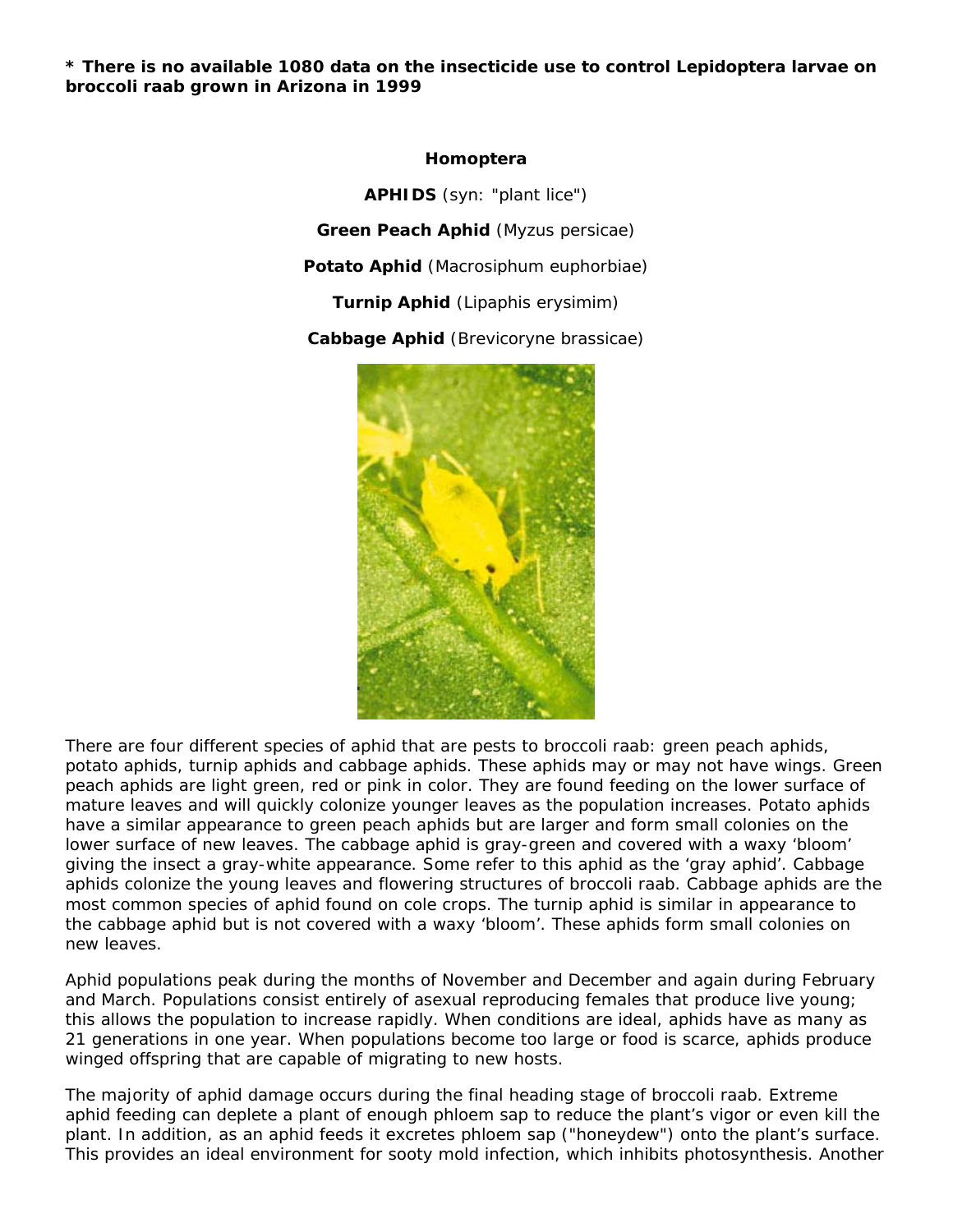**\* There is no available 1080 data on the insecticide use to control Lepidoptera larvae on broccoli raab grown in Arizona in 1999**

**Homoptera**

**APHIDS** (syn: "plant lice")

**Green Peach Aphid** (*Myzus persicae*)

**Potato Aphid** (*Macrosiphum euphorbiae*)

**Turnip Aphid** (*Lipaphis erysimim*)

**Cabbage Aphid** (*Brevicoryne brassicae*)

There are four different species of aphid that are pests to broccoli raab: green peach aphids, potato aphids, turnip aphids and cabbage aphids. These aphids may or may not have wings. Green peach aphids are light green, red or pink in color. They are found feeding on the lower surface of mature leaves and will quickly colonize younger leaves as the population increases. Potato aphids have a similar appearance to green peach aphids but are larger and form small colonies on the lower surface of new leaves. The cabbage aphid is gray-green and covered with a waxy 'bloom' giving the insect a gray-white appearance. Some refer to this aphid as the 'gray aphid'. Cabbage aphids colonize the young leaves and flowering structures of broccoli raab. Cabbage aphids are the most common species of aphid found on cole crops. The turnip aphid is similar in appearance to the cabbage aphid but is not covered with a waxy 'bloom'. These aphids form small colonies on new leaves.

Aphid populations peak during the months of November and December and again during February and March. Populations consist entirely of asexual reproducing females that produce live young; this allows the population to increase rapidly. When conditions are ideal, aphids have as many as 21 generations in one year. When populations become too large or food is scarce, aphids produce winged offspring that are capable of migrating to new hosts.

The majority of aphid damage occurs during the final heading stage of broccoli raab. Extreme aphid feeding can deplete a plant of enough phloem sap to reduce the plant's vigor or even kill the plant. In addition, as an aphid feeds it excretes phloem sap ("honeydew") onto the plant's surface. This provides an ideal environment for sooty mold infection, which inhibits photosynthesis. Another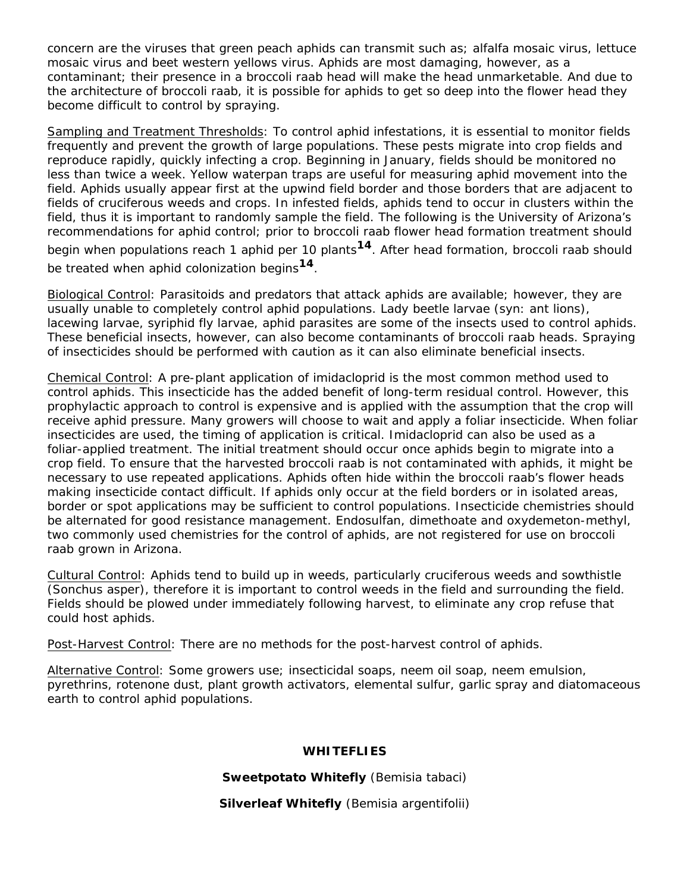concern are the viruses that green peach aphids can transmit such as; alfalfa mosaic virus, lettuce mosaic virus and beet western yellows virus. Aphids are most damaging, however, as a contaminant; their presence in a broccoli raab head will make the head unmarketable. And due to the architecture of broccoli raab, it is possible for aphids to get so deep into the flower head they become difficult to control by spraying.

Sampling and Treatment Thresholds: To control aphid infestations, it is essential to monitor fields frequently and prevent the growth of large populations. These pests migrate into crop fields and reproduce rapidly, quickly infecting a crop. Beginning in January, fields should be monitored no less than twice a week. Yellow waterpan traps are useful for measuring aphid movement into the field. Aphids usually appear first at the upwind field border and those borders that are adjacent to fields of cruciferous weeds and crops. In infested fields, aphids tend to occur in clusters within the field, thus it is important to randomly sample the field. The following is the University of Arizona's recommendations for aphid control; prior to broccoli raab flower head formation treatment should begin when populations reach 1 aphid per 10 plants[14]. After head formation, broccoli raab should be treated when aphid colonization begins[14].

Biological Control: Parasitoids and predators that attack aphids are available; however, they are usually unable to completely control aphid populations. Lady beetle larvae (syn: ant lions), lacewing larvae, syriphid fly larvae, aphid parasites are some of the insects used to control aphids. These beneficial insects, however, can also become contaminants of broccoli raab heads. Spraying of insecticides should be performed with caution as it can also eliminate beneficial insects.

Chemical Control: A pre-plant application of imidacloprid is the most common method used to control aphids. This insecticide has the added benefit of long-term residual control. However, this prophylactic approach to control is expensive and is applied with the assumption that the crop will receive aphid pressure. Many growers will choose to wait and apply a foliar insecticide. When foliar insecticides are used, the timing of application is critical. Imidacloprid can also be used as a foliar-applied treatment. The initial treatment should occur once aphids begin to migrate into a crop field. To ensure that the harvested broccoli raab is not contaminated with aphids, it might be necessary to use repeated applications. Aphids often hide within the broccoli raab's flower heads making insecticide contact difficult. If aphids only occur at the field borders or in isolated areas, border or spot applications may be sufficient to control populations. Insecticide chemistries should be alternated for good resistance management. Endosulfan, dimethoate and oxydemeton-methyl, two commonly used chemistries for the control of aphids, are not registered for use on broccoli raab grown in Arizona.

Cultural Control: Aphids tend to build up in weeds, particularly cruciferous weeds and sowthistle (Sonchus asper), therefore it is important to control weeds in the field and surrounding the field. Fields should be plowed under immediately following harvest, to eliminate any crop refuse that could host aphids.

Post-Harvest Control: There are no methods for the post-harvest control of aphids.

Alternative Control: Some growers use; insecticidal soaps, neem oil soap, neem emulsion, pyrethrins, rotenone dust, plant growth activators, elemental sulfur, garlic spray and diatomaceous earth to control aphid populations.

## WHITEFLIES

**Sweetpotato Whitefly** (Bemisia tabaci)

**Silverleaf Whitefly** (Bemisia argentifolii)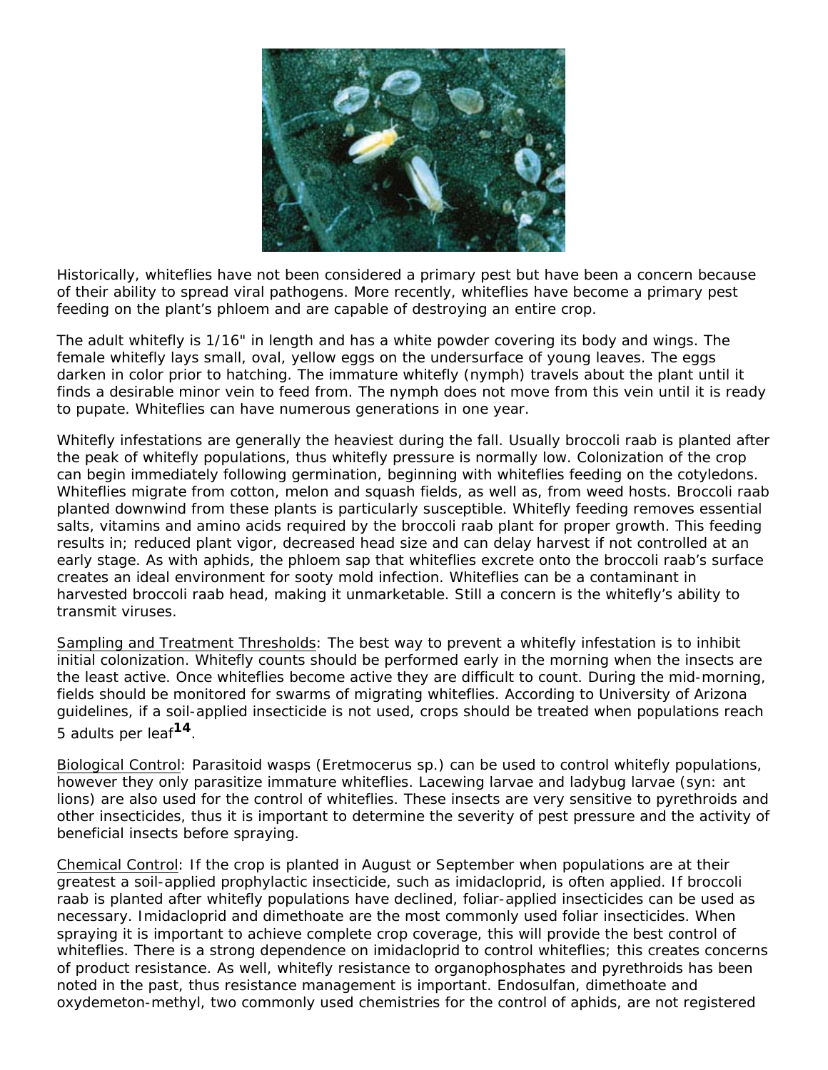Historically, whiteflies have not been considered a primary pest but have been a concern because of their ability to spread viral pathogens. More recently, whiteflies have become a primary pest feeding on the plant's phloem and are capable of destroying an entire crop.

The adult whitefly is 1/16" in length and has a white powder covering its body and wings. The female whitefly lays small, oval, yellow eggs on the undersurface of young leaves. The eggs darken in color prior to hatching. The immature whitefly (nymph) travels about the plant until it finds a desirable minor vein to feed from. The nymph does not move from this vein until it is ready to pupate. Whiteflies can have numerous generations in one year.

Whitefly infestations are generally the heaviest during the fall. Usually broccoli raab is planted after the peak of whitefly populations, thus whitefly pressure is normally low. Colonization of the crop can begin immediately following germination, beginning with whiteflies feeding on the cotyledons. Whiteflies migrate from cotton, melon and squash fields, as well as, from weed hosts. Broccoli raab planted downwind from these plants is particularly susceptible. Whitefly feeding removes essential salts, vitamins and amino acids required by the broccoli raab plant for proper growth. This feeding results in; reduced plant vigor, decreased head size and can delay harvest if not controlled at an early stage. As with aphids, the phloem sap that whiteflies excrete onto the broccoli raab's surface creates an ideal environment for sooty mold infection. Whiteflies can be a contaminant in harvested broccoli raab head, making it unmarketable. Still a concern is the whitefly's ability to transmit viruses.

<u>Sampling and Treatment Thresholds</u>: The best way to prevent a whitefly infestation is to inhibit initial colonization. Whitefly counts should be performed early in the morning when the insects are the least active. Once whiteflies become active they are difficult to count. During the mid-morning, fields should be monitored for swarms of migrating whiteflies. According to University of Arizona guidelines, if a soil-applied insecticide is not used, crops should be treated when populations reach 5 adults per leaf[14].

<u>Biological Control</u>: Parasitoid wasps (Eretmocerus sp.) can be used to control whitefly populations, however they only parasitize immature whiteflies. Lacewing larvae and ladybug larvae (syn: ant lions) are also used for the control of whiteflies. These insects are very sensitive to pyrethroids and other insecticides, thus it is important to determine the severity of pest pressure and the activity of beneficial insects before spraying.

<u>Chemical Control</u>: If the crop is planted in August or September when populations are at their greatest a soil-applied prophylactic insecticide, such as imidacloprid, is often applied. If broccoli raab is planted after whitefly populations have declined, foliar-applied insecticides can be used as necessary. Imidacloprid and dimethoate are the most commonly used foliar insecticides. When spraying it is important to achieve complete crop coverage, this will provide the best control of whiteflies. There is a strong dependence on imidacloprid to control whiteflies; this creates concerns of product resistance. As well, whitefly resistance to organophosphates and pyrethroids has been noted in the past, thus resistance management is important. Endosulfan, dimethoate and oxydemeton-methyl, two commonly used chemistries for the control of aphids, are not registered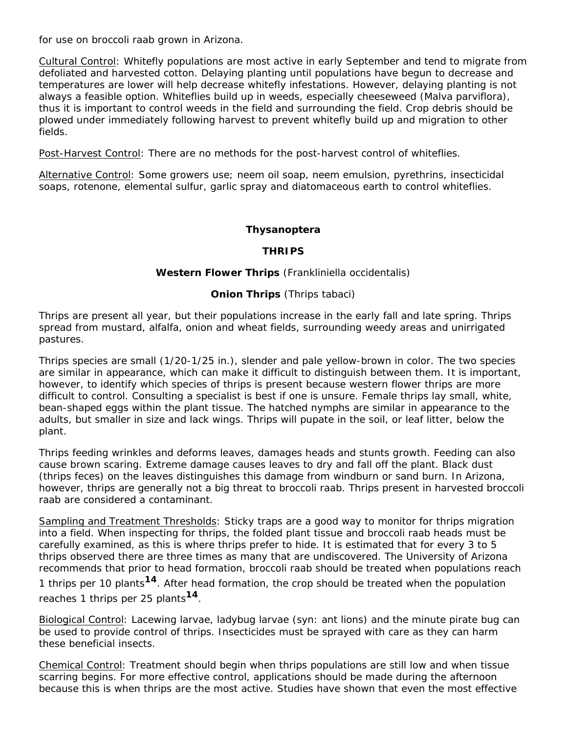for use on broccoli raab grown in Arizona.

Cultural Control: Whitefly populations are most active in early September and tend to migrate from defoliated and harvested cotton. Delaying planting until populations have begun to decrease and temperatures are lower will help decrease whitefly infestations. However, delaying planting is not always a feasible option. Whiteflies build up in weeds, especially cheeseweed (*Malva parviflora*), thus it is important to control weeds in the field and surrounding the field. Crop debris should be plowed under immediately following harvest to prevent whitefly build up and migration to other fields.

Post-Harvest Control: There are no methods for the post-harvest control of whiteflies.

Alternative Control: Some growers use; neem oil soap, neem emulsion, pyrethrins, insecticidal soaps, rotenone, elemental sulfur, garlic spray and diatomaceous earth to control whiteflies.

**Thysanoptera**

**THRIPS**

**Western Flower Thrips** (*Frankliniella occidentalis*)

**Onion Thrips** (*Thrips tabaci*)

Thrips are present all year, but their populations increase in the early fall and late spring. Thrips spread from mustard, alfalfa, onion and wheat fields, surrounding weedy areas and unirrigated pastures.

Thrips species are small (1/20-1/25 in.), slender and pale yellow-brown in color. The two species are similar in appearance, which can make it difficult to distinguish between them. It is important, however, to identify which species of thrips is present because western flower thrips are more difficult to control. Consulting a specialist is best if one is unsure. Female thrips lay small, white, bean-shaped eggs within the plant tissue. The hatched nymphs are similar in appearance to the adults, but smaller in size and lack wings. Thrips will pupate in the soil, or leaf litter, below the plant.

Thrips feeding wrinkles and deforms leaves, damages heads and stunts growth. Feeding can also cause brown scaring. Extreme damage causes leaves to dry and fall off the plant. Black dust (thrips feces) on the leaves distinguishes this damage from windburn or sand burn. In Arizona, however, thrips are generally not a big threat to broccoli raab. Thrips present in harvested broccoli raab are considered a contaminant.

Sampling and Treatment Thresholds: Sticky traps are a good way to monitor for thrips migration into a field. When inspecting for thrips, the folded plant tissue and broccoli raab heads must be carefully examined, as this is where thrips prefer to hide. It is estimated that for every 3 to 5 thrips observed there are three times as many that are undiscovered. The University of Arizona recommends that prior to head formation, broccoli raab should be treated when populations reach 1 thrips per 10 plants[14]. After head formation, the crop should be treated when the population reaches 1 thrips per 25 plants[14].

Biological Control: Lacewing larvae, ladybug larvae (syn: ant lions) and the minute pirate bug can be used to provide control of thrips. Insecticides must be sprayed with care as they can harm these beneficial insects.

Chemical Control: Treatment should begin when thrips populations are still low and when tissue scarring begins. For more effective control, applications should be made during the afternoon because this is when thrips are the most active. Studies have shown that even the most effective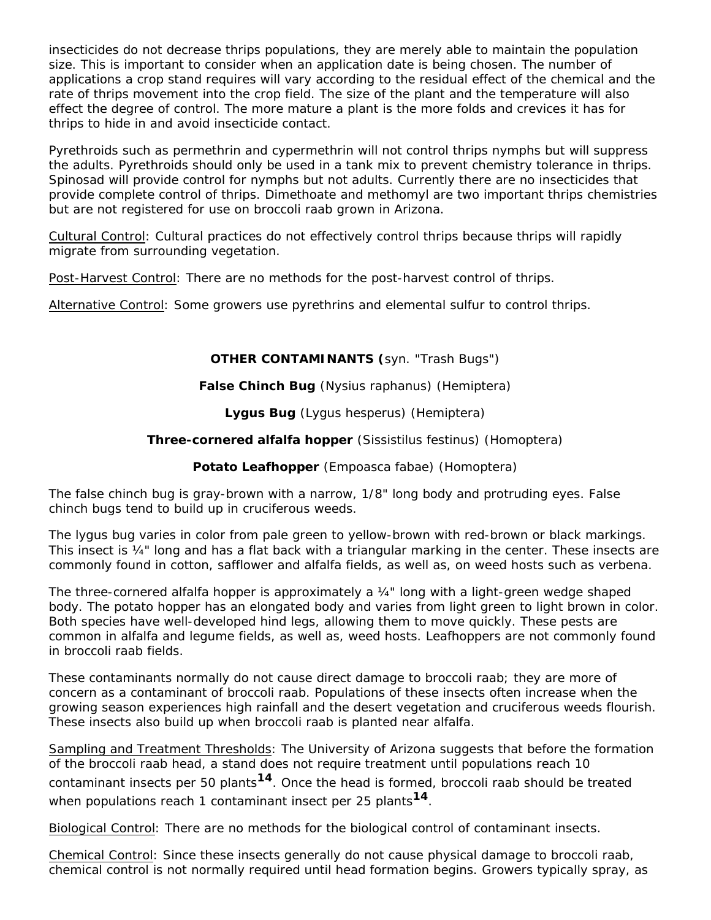insecticides do not decrease thrips populations, they are merely able to maintain the population size. This is important to consider when an application date is being chosen. The number of applications a crop stand requires will vary according to the residual effect of the chemical and the rate of thrips movement into the crop field. The size of the plant and the temperature will also effect the degree of control. The more mature a plant is the more folds and crevices it has for thrips to hide in and avoid insecticide contact.

Pyrethroids such as permethrin and cypermethrin will not control thrips nymphs but will suppress the adults. Pyrethroids should only be used in a tank mix to prevent chemistry tolerance in thrips. Spinosad will provide control for nymphs but not adults. Currently there are no insecticides that provide complete control of thrips. Dimethoate and methomyl are two important thrips chemistries but are not registered for use on broccoli raab grown in Arizona.

Cultural Control: Cultural practices do not effectively control thrips because thrips will rapidly migrate from surrounding vegetation.

Post-Harvest Control: There are no methods for the post-harvest control of thrips.

Alternative Control: Some growers use pyrethrins and elemental sulfur to control thrips.

## OTHER CONTAMINANTS (syn. "Trash Bugs")

**False Chinch Bug** (*Nysius raphanus*) (Hemiptera)

**Lygus Bug** (*Lygus hesperus*) (Hemiptera)

**Three-cornered alfalfa hopper** (*Sissistilus festinus*) (Homoptera)

**Potato Leafhopper** (*Empoasca fabae*) (Homoptera)

The false chinch bug is gray-brown with a narrow, 1/8" long body and protruding eyes. False chinch bugs tend to build up in cruciferous weeds.

The lygus bug varies in color from pale green to yellow-brown with red-brown or black markings. This insect is ¼" long and has a flat back with a triangular marking in the center. These insects are commonly found in cotton, safflower and alfalfa fields, as well as, on weed hosts such as verbena.

The three-cornered alfalfa hopper is approximately a ¼" long with a light-green wedge shaped body. The potato hopper has an elongated body and varies from light green to light brown in color. Both species have well-developed hind legs, allowing them to move quickly. These pests are common in alfalfa and legume fields, as well as, weed hosts. Leafhoppers are not commonly found in broccoli raab fields.

These contaminants normally do not cause direct damage to broccoli raab; they are more of concern as a contaminant of broccoli raab. Populations of these insects often increase when the growing season experiences high rainfall and the desert vegetation and cruciferous weeds flourish. These insects also build up when broccoli raab is planted near alfalfa.

Sampling and Treatment Thresholds: The University of Arizona suggests that before the formation of the broccoli raab head, a stand does not require treatment until populations reach 10 contaminant insects per 50 plants[14]. Once the head is formed, broccoli raab should be treated when populations reach 1 contaminant insect per 25 plants[14].

Biological Control: There are no methods for the biological control of contaminant insects.

Chemical Control: Since these insects generally do not cause physical damage to broccoli raab, chemical control is not normally required until head formation begins. Growers typically spray, as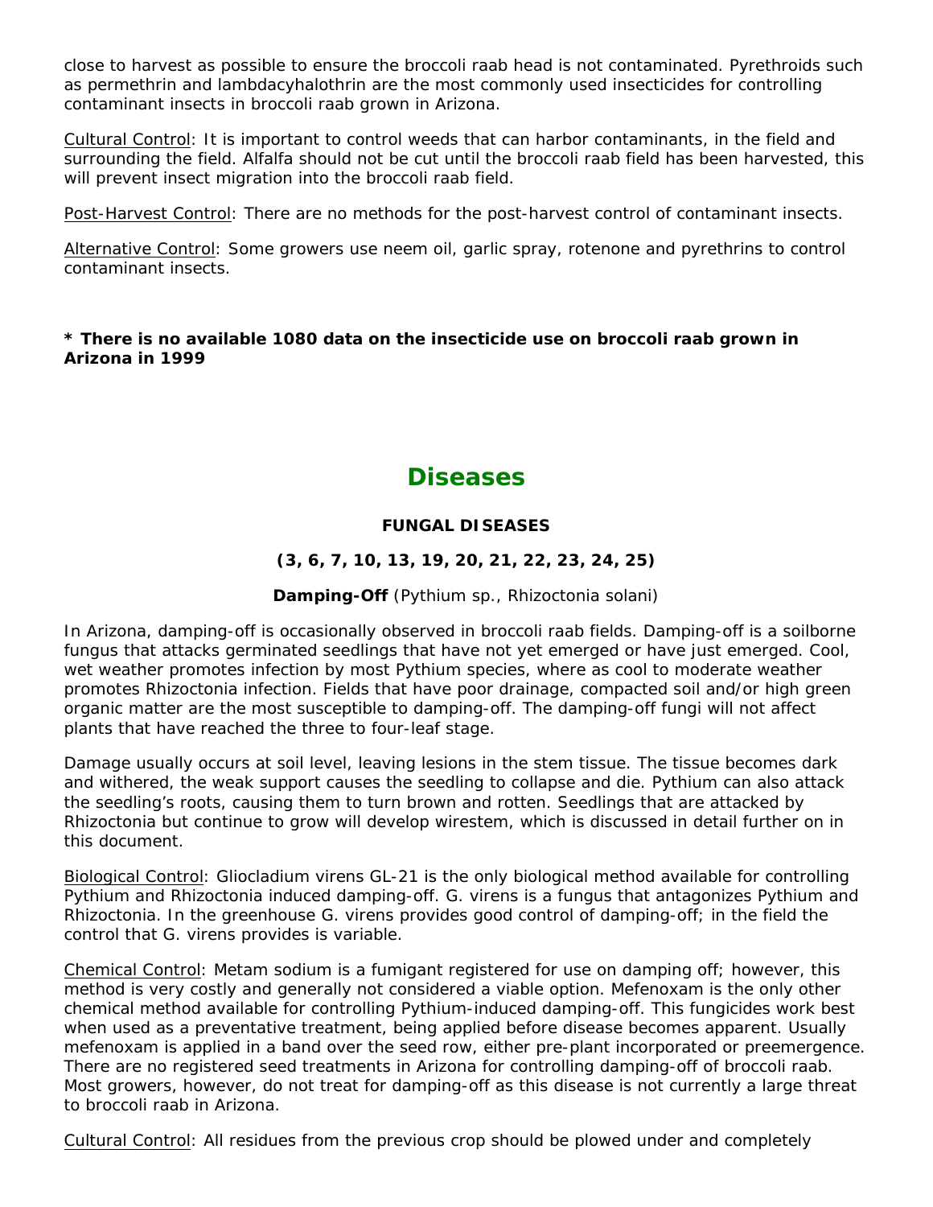close to harvest as possible to ensure the broccoli raab head is not contaminated. Pyrethroids such as permethrin and lambdacyhalothrin are the most commonly used insecticides for controlling contaminant insects in broccoli raab grown in Arizona.

Cultural Control: It is important to control weeds that can harbor contaminants, in the field and surrounding the field. Alfalfa should not be cut until the broccoli raab field has been harvested, this will prevent insect migration into the broccoli raab field.

Post-Harvest Control: There are no methods for the post-harvest control of contaminant insects.

Alternative Control: Some growers use neem oil, garlic spray, rotenone and pyrethrins to control contaminant insects.

**\* There is no available 1080 data on the insecticide use on broccoli raab grown in Arizona in 1999**

# Diseases

### FUNGAL DISEASES

### (3, 6, 7, 10, 13, 19, 20, 21, 22, 23, 24, 25)

**Damping-Off** (Pythium sp., Rhizoctonia solani)

In Arizona, damping-off is occasionally observed in broccoli raab fields. Damping-off is a soilborne fungus that attacks germinated seedlings that have not yet emerged or have just emerged. Cool, wet weather promotes infection by most Pythium species, where as cool to moderate weather promotes Rhizoctonia infection. Fields that have poor drainage, compacted soil and/or high green organic matter are the most susceptible to damping-off. The damping-off fungi will not affect plants that have reached the three to four-leaf stage.

Damage usually occurs at soil level, leaving lesions in the stem tissue. The tissue becomes dark and withered, the weak support causes the seedling to collapse and die. Pythium can also attack the seedling's roots, causing them to turn brown and rotten. Seedlings that are attacked by Rhizoctonia but continue to grow will develop wirestem, which is discussed in detail further on in this document.

Biological Control: Gliocladium virens GL-21 is the only biological method available for controlling Pythium and Rhizoctonia induced damping-off. G. virens is a fungus that antagonizes Pythium and Rhizoctonia. In the greenhouse G. virens provides good control of damping-off; in the field the control that G. virens provides is variable.

Chemical Control: Metam sodium is a fumigant registered for use on damping off; however, this method is very costly and generally not considered a viable option. Mefenoxam is the only other chemical method available for controlling Pythium-induced damping-off. This fungicides work best when used as a preventative treatment, being applied before disease becomes apparent. Usually mefenoxam is applied in a band over the seed row, either pre-plant incorporated or preemergence. There are no registered seed treatments in Arizona for controlling damping-off of broccoli raab. Most growers, however, do not treat for damping-off as this disease is not currently a large threat to broccoli raab in Arizona.

Cultural Control: All residues from the previous crop should be plowed under and completely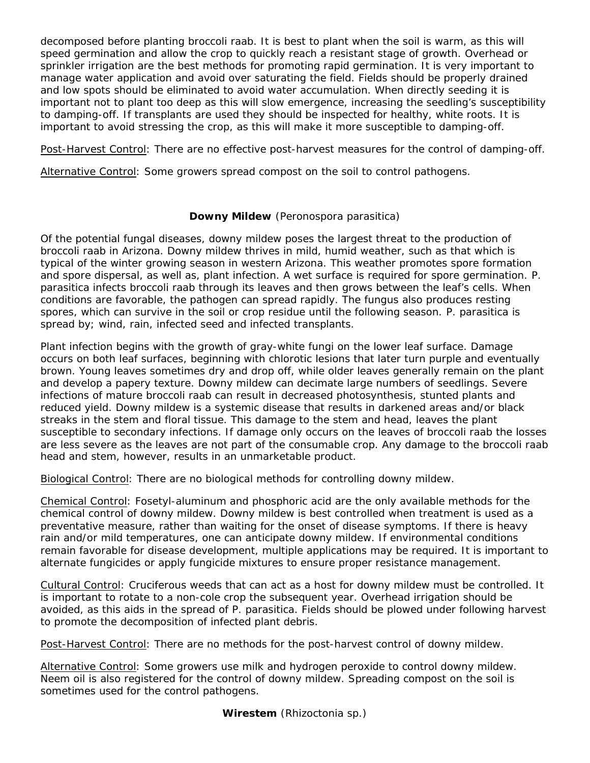decomposed before planting broccoli raab. It is best to plant when the soil is warm, as this will speed germination and allow the crop to quickly reach a resistant stage of growth. Overhead or sprinkler irrigation are the best methods for promoting rapid germination. It is very important to manage water application and avoid over saturating the field. Fields should be properly drained and low spots should be eliminated to avoid water accumulation. When directly seeding it is important not to plant too deep as this will slow emergence, increasing the seedling's susceptibility to damping-off. If transplants are used they should be inspected for healthy, white roots. It is important to avoid stressing the crop, as this will make it more susceptible to damping-off.

Post-Harvest Control: There are no effective post-harvest measures for the control of damping-off.

Alternative Control: Some growers spread compost on the soil to control pathogens.

### **Downy Mildew** (*Peronospora parasitica*)

Of the potential fungal diseases, downy mildew poses the largest threat to the production of broccoli raab in Arizona. Downy mildew thrives in mild, humid weather, such as that which is typical of the winter growing season in western Arizona. This weather promotes spore formation and spore dispersal, as well as, plant infection. A wet surface is required for spore germination. *P. parasitica* infects broccoli raab through its leaves and then grows between the leaf's cells. When conditions are favorable, the pathogen can spread rapidly. The fungus also produces resting spores, which can survive in the soil or crop residue until the following season. *P. parasitica* is spread by; wind, rain, infected seed and infected transplants.

Plant infection begins with the growth of gray-white fungi on the lower leaf surface. Damage occurs on both leaf surfaces, beginning with chlorotic lesions that later turn purple and eventually brown. Young leaves sometimes dry and drop off, while older leaves generally remain on the plant and develop a papery texture. Downy mildew can decimate large numbers of seedlings. Severe infections of mature broccoli raab can result in decreased photosynthesis, stunted plants and reduced yield. Downy mildew is a systemic disease that results in darkened areas and/or black streaks in the stem and floral tissue. This damage to the stem and head, leaves the plant susceptible to secondary infections. If damage only occurs on the leaves of broccoli raab the losses are less severe as the leaves are not part of the consumable crop. Any damage to the broccoli raab head and stem, however, results in an unmarketable product.

Biological Control: There are no biological methods for controlling downy mildew.

Chemical Control: Fosetyl-aluminum and phosphoric acid are the only available methods for the chemical control of downy mildew. Downy mildew is best controlled when treatment is used as a preventative measure, rather than waiting for the onset of disease symptoms. If there is heavy rain and/or mild temperatures, one can anticipate downy mildew. If environmental conditions remain favorable for disease development, multiple applications may be required. It is important to alternate fungicides or apply fungicide mixtures to ensure proper resistance management.

Cultural Control: Cruciferous weeds that can act as a host for downy mildew must be controlled. It is important to rotate to a non-cole crop the subsequent year. Overhead irrigation should be avoided, as this aids in the spread of *P. parasitica*. Fields should be plowed under following harvest to promote the decomposition of infected plant debris.

Post-Harvest Control: There are no methods for the post-harvest control of downy mildew.

Alternative Control: Some growers use milk and hydrogen peroxide to control downy mildew. Neem oil is also registered for the control of downy mildew. Spreading compost on the soil is sometimes used for the control pathogens.

### **Wirestem** (*Rhizoctonia sp.*)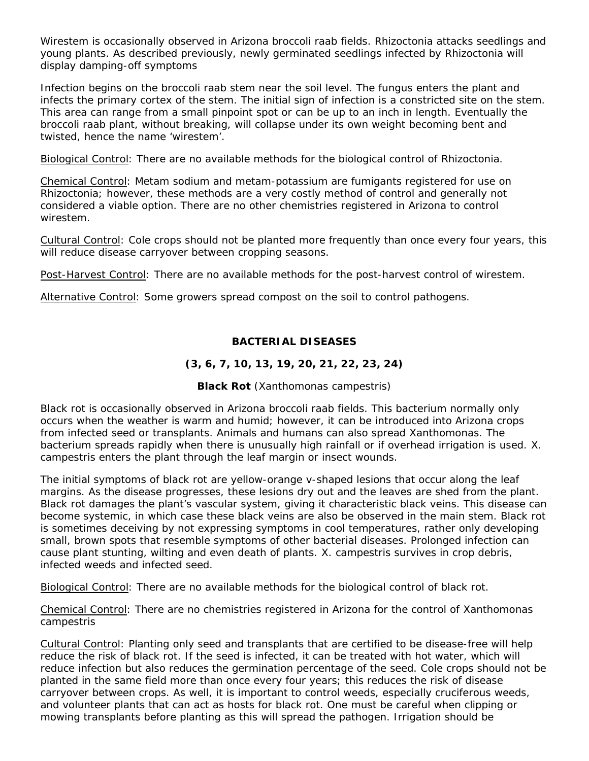Wirestem is occasionally observed in Arizona broccoli raab fields. Rhizoctonia attacks seedlings and young plants. As described previously, newly germinated seedlings infected by Rhizoctonia will display damping-off symptoms

Infection begins on the broccoli raab stem near the soil level. The fungus enters the plant and infects the primary cortex of the stem. The initial sign of infection is a constricted site on the stem. This area can range from a small pinpoint spot or can be up to an inch in length. Eventually the broccoli raab plant, without breaking, will collapse under its own weight becoming bent and twisted, hence the name 'wirestem'.

Biological Control: There are no available methods for the biological control of Rhizoctonia.

Chemical Control: Metam sodium and metam-potassium are fumigants registered for use on Rhizoctonia; however, these methods are a very costly method of control and generally not considered a viable option. There are no other chemistries registered in Arizona to control wirestem.

Cultural Control: Cole crops should not be planted more frequently than once every four years, this will reduce disease carryover between cropping seasons.

Post-Harvest Control: There are no available methods for the post-harvest control of wirestem.

Alternative Control: Some growers spread compost on the soil to control pathogens.

## BACTERIAL DISEASES

### (3, 6, 7, 10, 13, 19, 20, 21, 22, 23, 24)

**Black Rot** (Xanthomonas campestris)

Black rot is occasionally observed in Arizona broccoli raab fields. This bacterium normally only occurs when the weather is warm and humid; however, it can be introduced into Arizona crops from infected seed or transplants. Animals and humans can also spread Xanthomonas. The bacterium spreads rapidly when there is unusually high rainfall or if overhead irrigation is used. X. campestris enters the plant through the leaf margin or insect wounds.

The initial symptoms of black rot are yellow-orange v-shaped lesions that occur along the leaf margins. As the disease progresses, these lesions dry out and the leaves are shed from the plant. Black rot damages the plant's vascular system, giving it characteristic black veins. This disease can become systemic, in which case these black veins are also be observed in the main stem. Black rot is sometimes deceiving by not expressing symptoms in cool temperatures, rather only developing small, brown spots that resemble symptoms of other bacterial diseases. Prolonged infection can cause plant stunting, wilting and even death of plants. X. campestris survives in crop debris, infected weeds and infected seed.

Biological Control: There are no available methods for the biological control of black rot.

Chemical Control: There are no chemistries registered in Arizona for the control of Xanthomonas campestris

Cultural Control: Planting only seed and transplants that are certified to be disease-free will help reduce the risk of black rot. If the seed is infected, it can be treated with hot water, which will reduce infection but also reduces the germination percentage of the seed. Cole crops should not be planted in the same field more than once every four years; this reduces the risk of disease carryover between crops. As well, it is important to control weeds, especially cruciferous weeds, and volunteer plants that can act as hosts for black rot. One must be careful when clipping or mowing transplants before planting as this will spread the pathogen. Irrigation should be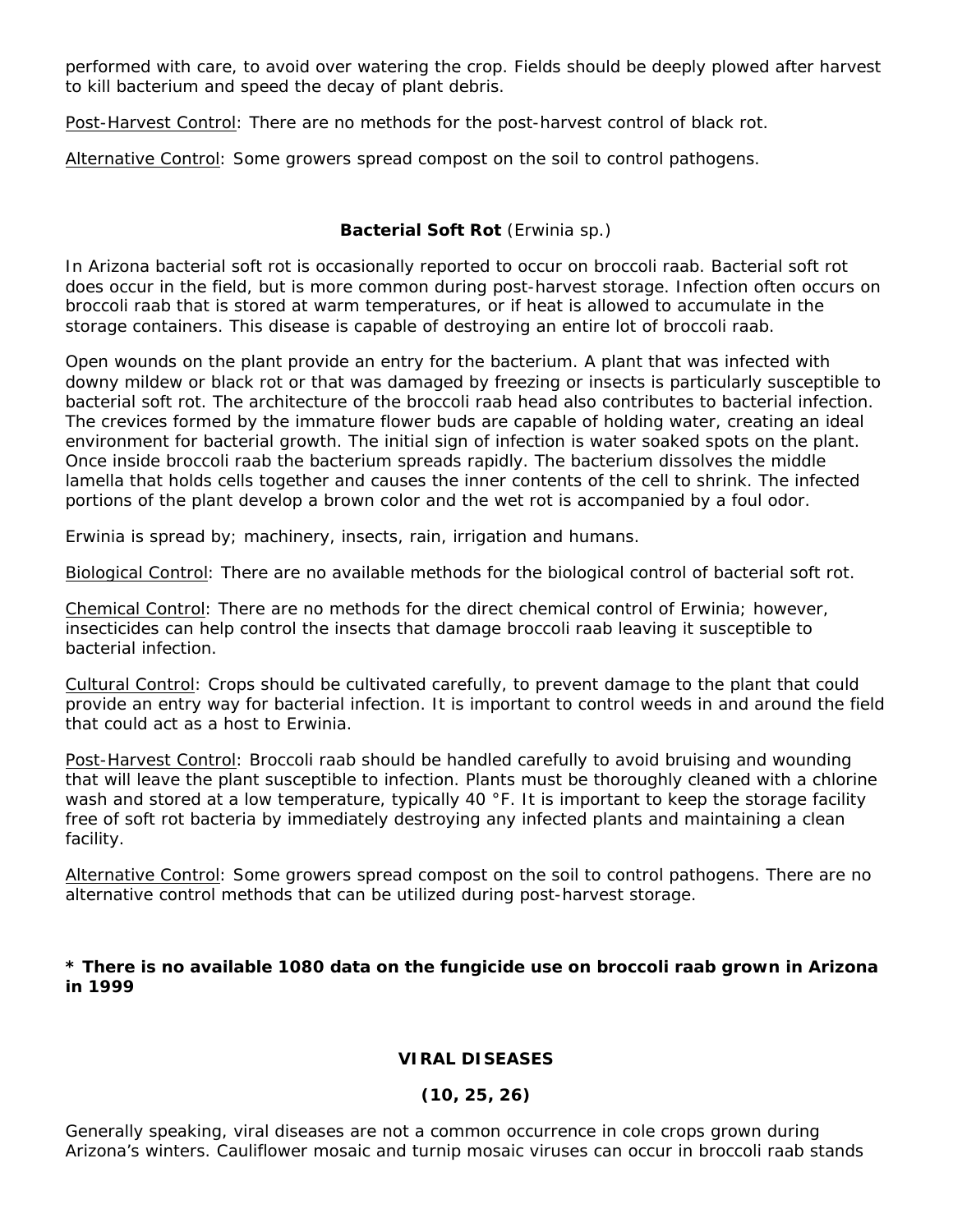performed with care, to avoid over watering the crop. Fields should be deeply plowed after harvest to kill bacterium and speed the decay of plant debris.

Post-Harvest Control: There are no methods for the post-harvest control of black rot.

Alternative Control: Some growers spread compost on the soil to control pathogens.

### **Bacterial Soft Rot** (Erwinia sp.)

In Arizona bacterial soft rot is occasionally reported to occur on broccoli raab. Bacterial soft rot does occur in the field, but is more common during post-harvest storage. Infection often occurs on broccoli raab that is stored at warm temperatures, or if heat is allowed to accumulate in the storage containers. This disease is capable of destroying an entire lot of broccoli raab.

Open wounds on the plant provide an entry for the bacterium. A plant that was infected with downy mildew or black rot or that was damaged by freezing or insects is particularly susceptible to bacterial soft rot. The architecture of the broccoli raab head also contributes to bacterial infection. The crevices formed by the immature flower buds are capable of holding water, creating an ideal environment for bacterial growth. The initial sign of infection is water soaked spots on the plant. Once inside broccoli raab the bacterium spreads rapidly. The bacterium dissolves the middle lamella that holds cells together and causes the inner contents of the cell to shrink. The infected portions of the plant develop a brown color and the wet rot is accompanied by a foul odor.

Erwinia is spread by; machinery, insects, rain, irrigation and humans.

Biological Control: There are no available methods for the biological control of bacterial soft rot.

Chemical Control: There are no methods for the direct chemical control of Erwinia; however, insecticides can help control the insects that damage broccoli raab leaving it susceptible to bacterial infection.

Cultural Control: Crops should be cultivated carefully, to prevent damage to the plant that could provide an entry way for bacterial infection. It is important to control weeds in and around the field that could act as a host to Erwinia.

Post-Harvest Control: Broccoli raab should be handled carefully to avoid bruising and wounding that will leave the plant susceptible to infection. Plants must be thoroughly cleaned with a chlorine wash and stored at a low temperature, typically 40 °F. It is important to keep the storage facility free of soft rot bacteria by immediately destroying any infected plants and maintaining a clean facility.

Alternative Control: Some growers spread compost on the soil to control pathogens. There are no alternative control methods that can be utilized during post-harvest storage.

**\* There is no available 1080 data on the fungicide use on broccoli raab grown in Arizona in 1999**

## **VIRAL DISEASES**

**(10, 25, 26)**

Generally speaking, viral diseases are not a common occurrence in cole crops grown during Arizona's winters. Cauliflower mosaic and turnip mosaic viruses can occur in broccoli raab stands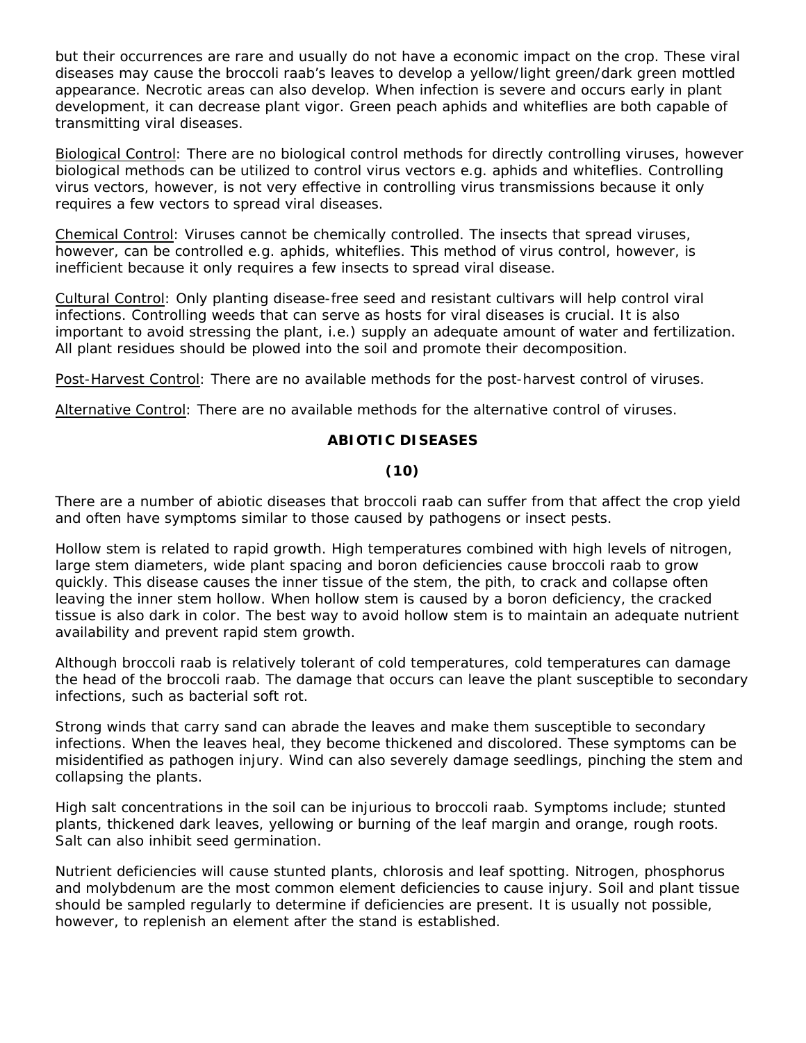but their occurrences are rare and usually do not have a economic impact on the crop. These viral diseases may cause the broccoli raab's leaves to develop a yellow/light green/dark green mottled appearance. Necrotic areas can also develop. When infection is severe and occurs early in plant development, it can decrease plant vigor. Green peach aphids and whiteflies are both capable of transmitting viral diseases.

Biological Control: There are no biological control methods for directly controlling viruses, however biological methods can be utilized to control virus vectors e.g. aphids and whiteflies. Controlling virus vectors, however, is not very effective in controlling virus transmissions because it only requires a few vectors to spread viral diseases.

Chemical Control: Viruses cannot be chemically controlled. The insects that spread viruses, however, can be controlled e.g. aphids, whiteflies. This method of virus control, however, is inefficient because it only requires a few insects to spread viral disease.

Cultural Control: Only planting disease-free seed and resistant cultivars will help control viral infections. Controlling weeds that can serve as hosts for viral diseases is crucial. It is also important to avoid stressing the plant, i.e.) supply an adequate amount of water and fertilization. All plant residues should be plowed into the soil and promote their decomposition.

Post-Harvest Control: There are no available methods for the post-harvest control of viruses.

Alternative Control: There are no available methods for the alternative control of viruses.

## ABIOTIC DISEASES

**(10)**

There are a number of abiotic diseases that broccoli raab can suffer from that affect the crop yield and often have symptoms similar to those caused by pathogens or insect pests.

Hollow stem is related to rapid growth. High temperatures combined with high levels of nitrogen, large stem diameters, wide plant spacing and boron deficiencies cause broccoli raab to grow quickly. This disease causes the inner tissue of the stem, the pith, to crack and collapse often leaving the inner stem hollow. When hollow stem is caused by a boron deficiency, the cracked tissue is also dark in color. The best way to avoid hollow stem is to maintain an adequate nutrient availability and prevent rapid stem growth.

Although broccoli raab is relatively tolerant of cold temperatures, cold temperatures can damage the head of the broccoli raab. The damage that occurs can leave the plant susceptible to secondary infections, such as bacterial soft rot.

Strong winds that carry sand can abrade the leaves and make them susceptible to secondary infections. When the leaves heal, they become thickened and discolored. These symptoms can be misidentified as pathogen injury. Wind can also severely damage seedlings, pinching the stem and collapsing the plants.

High salt concentrations in the soil can be injurious to broccoli raab. Symptoms include; stunted plants, thickened dark leaves, yellowing or burning of the leaf margin and orange, rough roots. Salt can also inhibit seed germination.

Nutrient deficiencies will cause stunted plants, chlorosis and leaf spotting. Nitrogen, phosphorus and molybdenum are the most common element deficiencies to cause injury. Soil and plant tissue should be sampled regularly to determine if deficiencies are present. It is usually not possible, however, to replenish an element after the stand is established.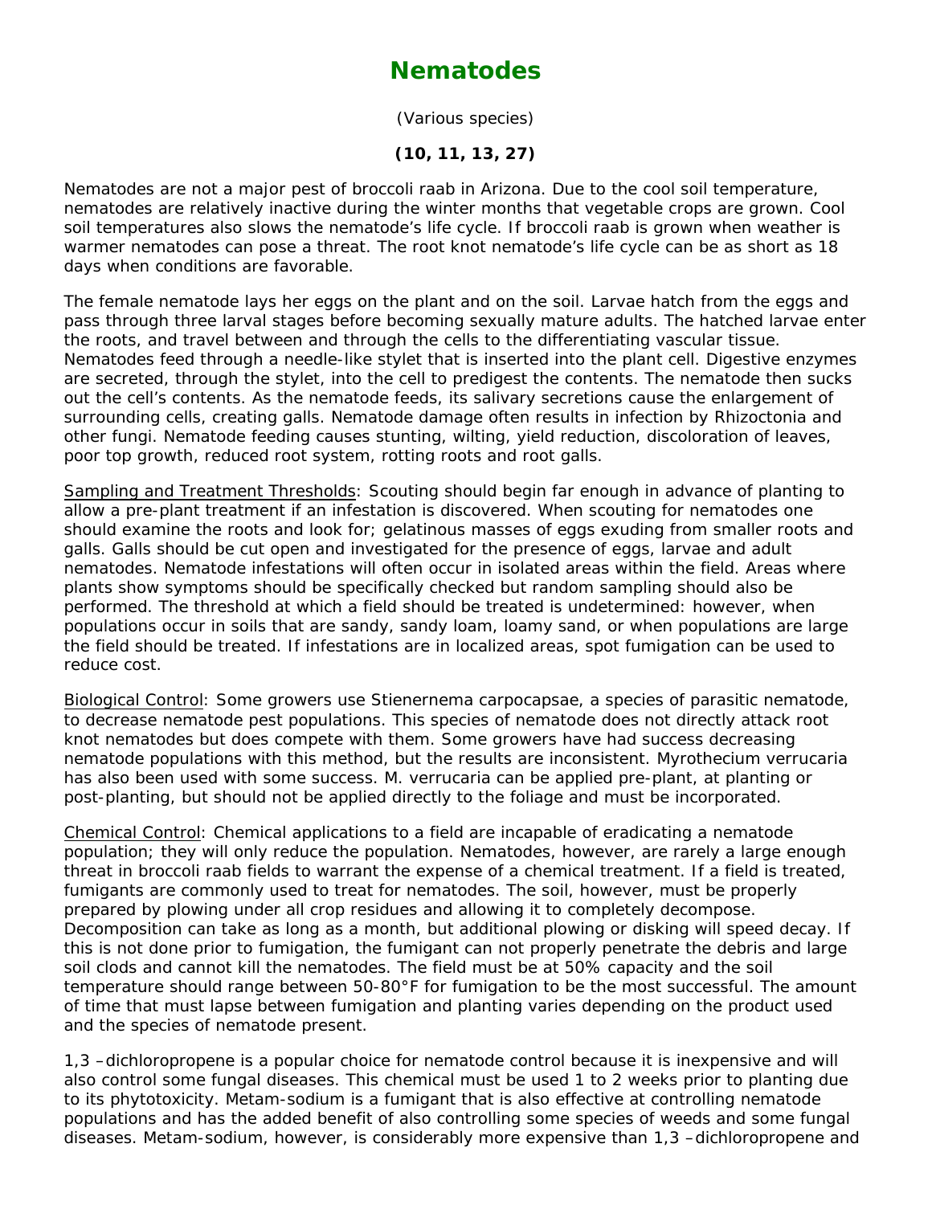# Nematodes

(Various species)

**(10, 11, 13, 27)**

Nematodes are not a major pest of broccoli raab in Arizona. Due to the cool soil temperature, nematodes are relatively inactive during the winter months that vegetable crops are grown. Cool soil temperatures also slows the nematode's life cycle. If broccoli raab is grown when weather is warmer nematodes can pose a threat. The root knot nematode's life cycle can be as short as 18 days when conditions are favorable.

The female nematode lays her eggs on the plant and on the soil. Larvae hatch from the eggs and pass through three larval stages before becoming sexually mature adults. The hatched larvae enter the roots, and travel between and through the cells to the differentiating vascular tissue. Nematodes feed through a needle-like stylet that is inserted into the plant cell. Digestive enzymes are secreted, through the stylet, into the cell to predigest the contents. The nematode then sucks out the cell's contents. As the nematode feeds, its salivary secretions cause the enlargement of surrounding cells, creating galls. Nematode damage often results in infection by Rhizoctonia and other fungi. Nematode feeding causes stunting, wilting, yield reduction, discoloration of leaves, poor top growth, reduced root system, rotting roots and root galls.

Sampling and Treatment Thresholds: Scouting should begin far enough in advance of planting to allow a pre-plant treatment if an infestation is discovered. When scouting for nematodes one should examine the roots and look for; gelatinous masses of eggs exuding from smaller roots and galls. Galls should be cut open and investigated for the presence of eggs, larvae and adult nematodes. Nematode infestations will often occur in isolated areas within the field. Areas where plants show symptoms should be specifically checked but random sampling should also be performed. The threshold at which a field should be treated is undetermined: however, when populations occur in soils that are sandy, sandy loam, loamy sand, or when populations are large the field should be treated. If infestations are in localized areas, spot fumigation can be used to reduce cost.

Biological Control: Some growers use Stienernema carpocapsae, a species of parasitic nematode, to decrease nematode pest populations. This species of nematode does not directly attack root knot nematodes but does compete with them. Some growers have had success decreasing nematode populations with this method, but the results are inconsistent. Myrothecium verrucaria has also been used with some success. M. verrucaria can be applied pre-plant, at planting or post-planting, but should not be applied directly to the foliage and must be incorporated.

Chemical Control: Chemical applications to a field are incapable of eradicating a nematode population; they will only reduce the population. Nematodes, however, are rarely a large enough threat in broccoli raab fields to warrant the expense of a chemical treatment. If a field is treated, fumigants are commonly used to treat for nematodes. The soil, however, must be properly prepared by plowing under all crop residues and allowing it to completely decompose. Decomposition can take as long as a month, but additional plowing or disking will speed decay. If this is not done prior to fumigation, the fumigant can not properly penetrate the debris and large soil clods and cannot kill the nematodes. The field must be at 50% capacity and the soil temperature should range between 50-80°F for fumigation to be the most successful. The amount of time that must lapse between fumigation and planting varies depending on the product used and the species of nematode present.

1,3 –dichloropropene is a popular choice for nematode control because it is inexpensive and will also control some fungal diseases. This chemical must be used 1 to 2 weeks prior to planting due to its phytotoxicity. Metam-sodium is a fumigant that is also effective at controlling nematode populations and has the added benefit of also controlling some species of weeds and some fungal diseases. Metam-sodium, however, is considerably more expensive than 1,3 –dichloropropene and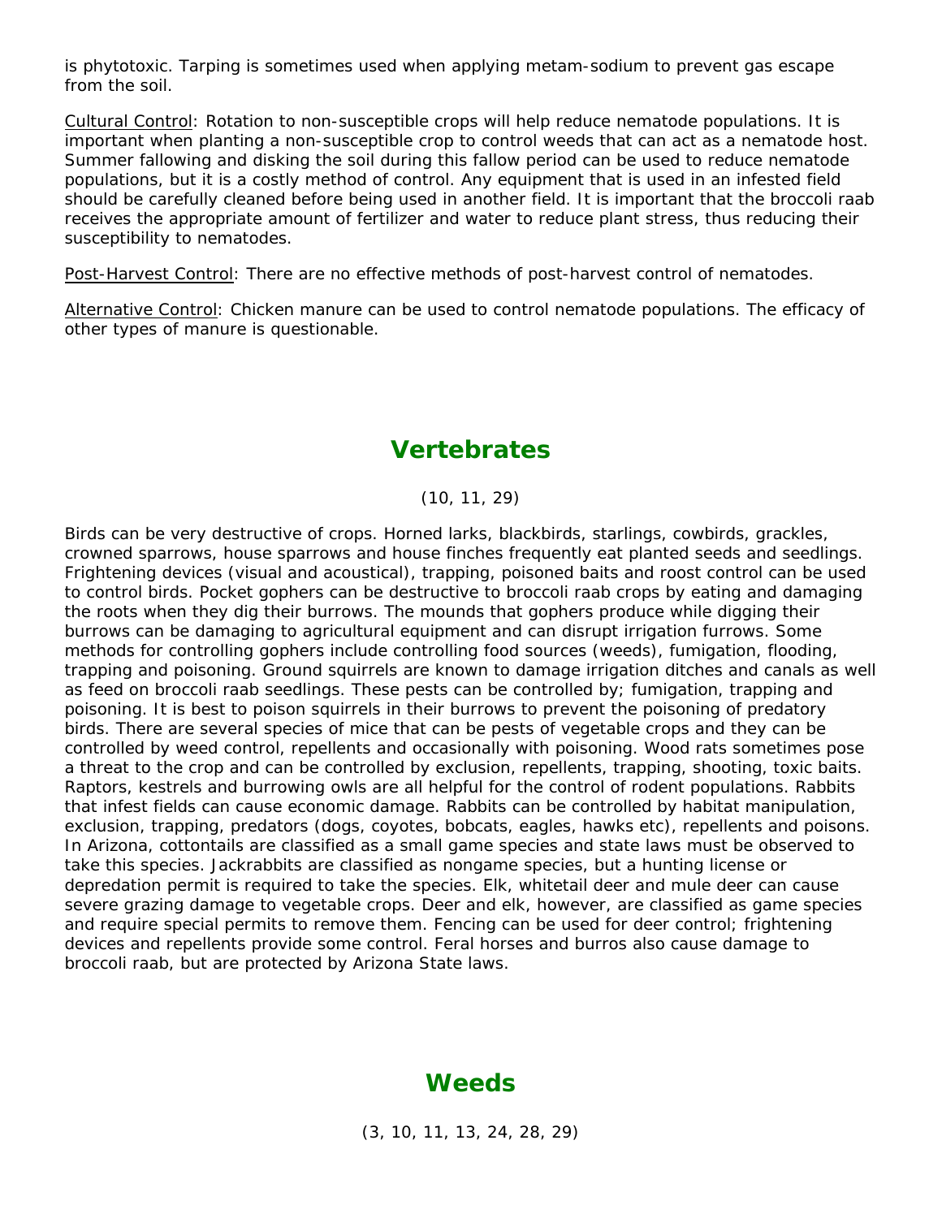is phytotoxic. Tarping is sometimes used when applying metam-sodium to prevent gas escape from the soil.

Cultural Control: Rotation to non-susceptible crops will help reduce nematode populations. It is important when planting a non-susceptible crop to control weeds that can act as a nematode host. Summer fallowing and disking the soil during this fallow period can be used to reduce nematode populations, but it is a costly method of control. Any equipment that is used in an infested field should be carefully cleaned before being used in another field. It is important that the broccoli raab receives the appropriate amount of fertilizer and water to reduce plant stress, thus reducing their susceptibility to nematodes.

Post-Harvest Control: There are no effective methods of post-harvest control of nematodes.

Alternative Control: Chicken manure can be used to control nematode populations. The efficacy of other types of manure is questionable.

## Vertebrates

(10, 11, 29)

Birds can be very destructive of crops. Horned larks, blackbirds, starlings, cowbirds, grackles, crowned sparrows, house sparrows and house finches frequently eat planted seeds and seedlings. Frightening devices (visual and acoustical), trapping, poisoned baits and roost control can be used to control birds. Pocket gophers can be destructive to broccoli raab crops by eating and damaging the roots when they dig their burrows. The mounds that gophers produce while digging their burrows can be damaging to agricultural equipment and can disrupt irrigation furrows. Some methods for controlling gophers include controlling food sources (weeds), fumigation, flooding, trapping and poisoning. Ground squirrels are known to damage irrigation ditches and canals as well as feed on broccoli raab seedlings. These pests can be controlled by; fumigation, trapping and poisoning. It is best to poison squirrels in their burrows to prevent the poisoning of predatory birds. There are several species of mice that can be pests of vegetable crops and they can be controlled by weed control, repellents and occasionally with poisoning. Wood rats sometimes pose a threat to the crop and can be controlled by exclusion, repellents, trapping, shooting, toxic baits. Raptors, kestrels and burrowing owls are all helpful for the control of rodent populations. Rabbits that infest fields can cause economic damage. Rabbits can be controlled by habitat manipulation, exclusion, trapping, predators (dogs, coyotes, bobcats, eagles, hawks etc), repellents and poisons. In Arizona, cottontails are classified as a small game species and state laws must be observed to take this species. Jackrabbits are classified as nongame species, but a hunting license or depredation permit is required to take the species. Elk, whitetail deer and mule deer can cause severe grazing damage to vegetable crops. Deer and elk, however, are classified as game species and require special permits to remove them. Fencing can be used for deer control; frightening devices and repellents provide some control. Feral horses and burros also cause damage to broccoli raab, but are protected by Arizona State laws.

## Weeds

(3, 10, 11, 13, 24, 28, 29)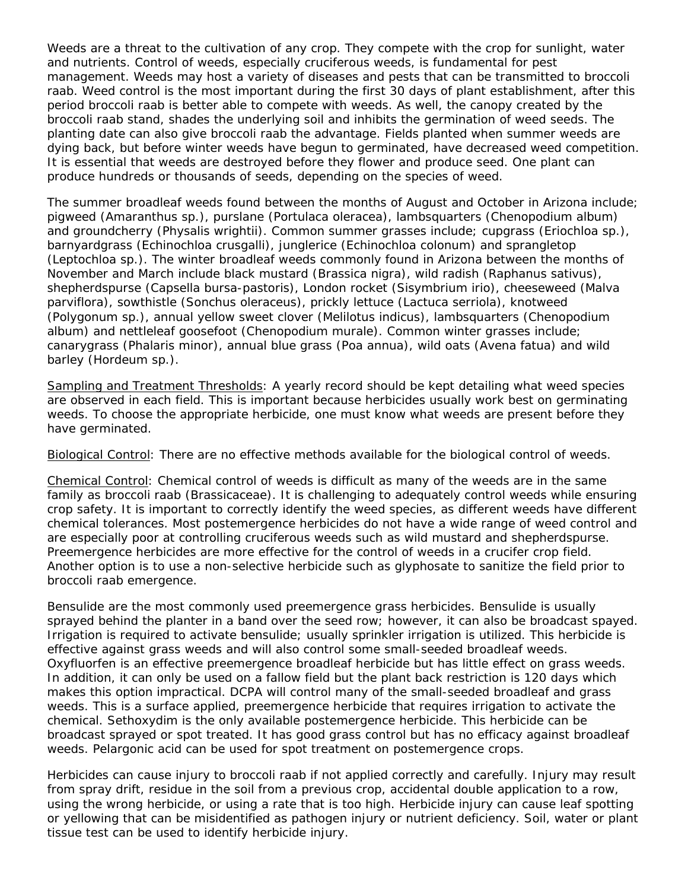Weeds are a threat to the cultivation of any crop. They compete with the crop for sunlight, water and nutrients. Control of weeds, especially cruciferous weeds, is fundamental for pest management. Weeds may host a variety of diseases and pests that can be transmitted to broccoli raab. Weed control is the most important during the first 30 days of plant establishment, after this period broccoli raab is better able to compete with weeds. As well, the canopy created by the broccoli raab stand, shades the underlying soil and inhibits the germination of weed seeds. The planting date can also give broccoli raab the advantage. Fields planted when summer weeds are dying back, but before winter weeds have begun to germinated, have decreased weed competition. It is essential that weeds are destroyed before they flower and produce seed. One plant can produce hundreds or thousands of seeds, depending on the species of weed.

The summer broadleaf weeds found between the months of August and October in Arizona include; pigweed (Amaranthus sp.), purslane (Portulaca oleracea), lambsquarters (Chenopodium album) and groundcherry (Physalis wrightii). Common summer grasses include; cupgrass (Eriochloa sp.), barnyardgrass (Echinochloa crusgalli), junglerice (Echinochloa colonum) and sprangletop (Leptochloa sp.). The winter broadleaf weeds commonly found in Arizona between the months of November and March include black mustard (Brassica nigra), wild radish (Raphanus sativus), shepherdspurse (Capsella bursa-pastoris), London rocket (Sisymbrium irio), cheeseweed (Malva parviflora), sowthistle (Sonchus oleraceus), prickly lettuce (Lactuca serriola), knotweed (Polygonum sp.), annual yellow sweet clover (Melilotus indicus), lambsquarters (Chenopodium album) and nettleleaf goosefoot (Chenopodium murale). Common winter grasses include; canarygrass (Phalaris minor), annual blue grass (Poa annua), wild oats (Avena fatua) and wild barley (Hordeum sp.).

Sampling and Treatment Thresholds: A yearly record should be kept detailing what weed species are observed in each field. This is important because herbicides usually work best on germinating weeds. To choose the appropriate herbicide, one must know what weeds are present before they have germinated.

Biological Control: There are no effective methods available for the biological control of weeds.

Chemical Control: Chemical control of weeds is difficult as many of the weeds are in the same family as broccoli raab (Brassicaceae). It is challenging to adequately control weeds while ensuring crop safety. It is important to correctly identify the weed species, as different weeds have different chemical tolerances. Most postemergence herbicides do not have a wide range of weed control and are especially poor at controlling cruciferous weeds such as wild mustard and shepherdspurse. Preemergence herbicides are more effective for the control of weeds in a crucifer crop field. Another option is to use a non-selective herbicide such as glyphosate to sanitize the field prior to broccoli raab emergence.

Bensulide are the most commonly used preemergence grass herbicides. Bensulide is usually sprayed behind the planter in a band over the seed row; however, it can also be broadcast spayed. Irrigation is required to activate bensulide; usually sprinkler irrigation is utilized. This herbicide is effective against grass weeds and will also control some small-seeded broadleaf weeds. Oxyfluorfen is an effective preemergence broadleaf herbicide but has little effect on grass weeds. In addition, it can only be used on a fallow field but the plant back restriction is 120 days which makes this option impractical. DCPA will control many of the small-seeded broadleaf and grass weeds. This is a surface applied, preemergence herbicide that requires irrigation to activate the chemical. Sethoxydim is the only available postemergence herbicide. This herbicide can be broadcast sprayed or spot treated. It has good grass control but has no efficacy against broadleaf weeds. Pelargonic acid can be used for spot treatment on postemergence crops.

Herbicides can cause injury to broccoli raab if not applied correctly and carefully. Injury may result from spray drift, residue in the soil from a previous crop, accidental double application to a row, using the wrong herbicide, or using a rate that is too high. Herbicide injury can cause leaf spotting or yellowing that can be misidentified as pathogen injury or nutrient deficiency. Soil, water or plant tissue test can be used to identify herbicide injury.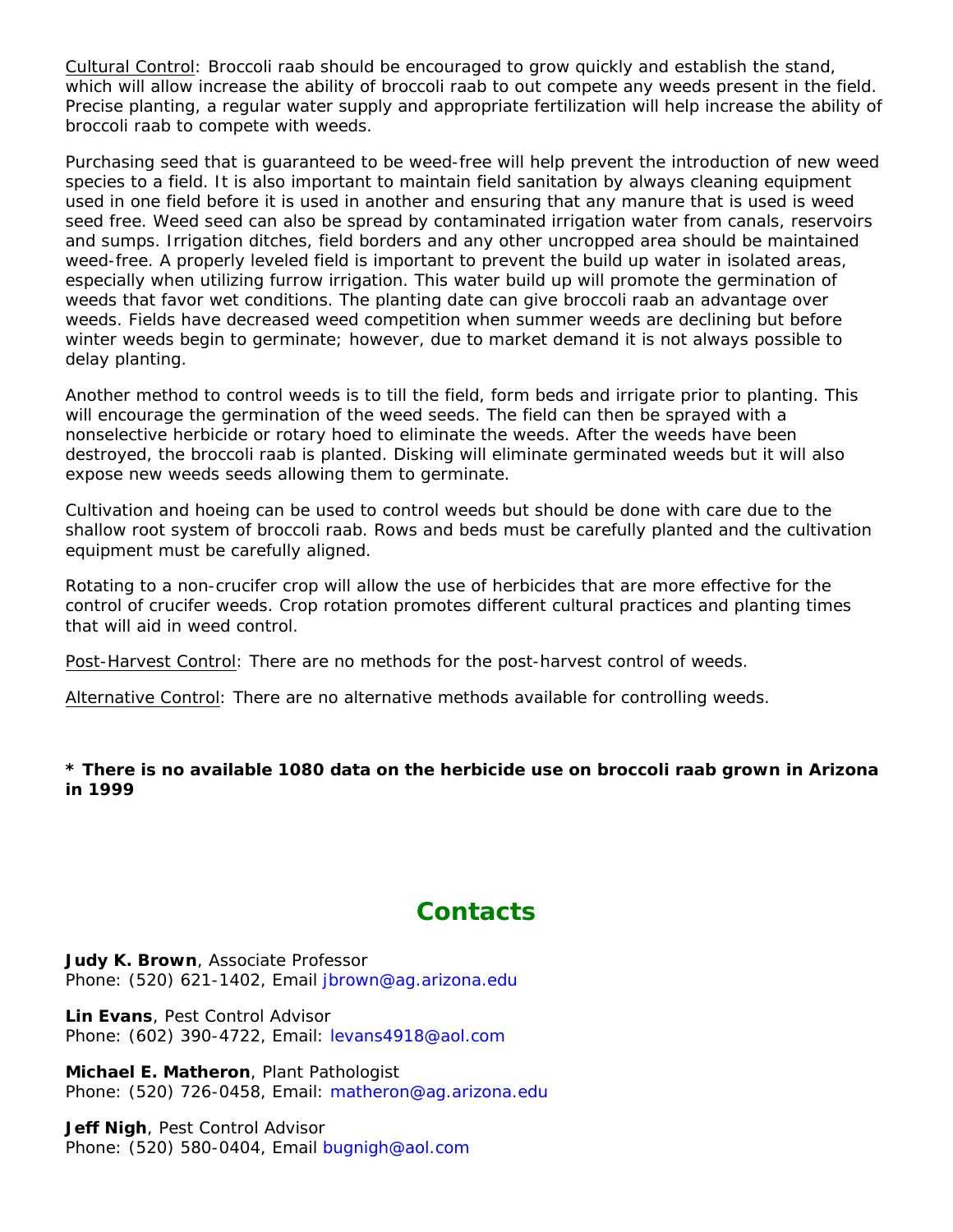Cultural Control: Broccoli raab should be encouraged to grow quickly and establish the stand, which will allow increase the ability of broccoli raab to out compete any weeds present in the field. Precise planting, a regular water supply and appropriate fertilization will help increase the ability of broccoli raab to compete with weeds.

Purchasing seed that is guaranteed to be weed-free will help prevent the introduction of new weed species to a field. It is also important to maintain field sanitation by always cleaning equipment used in one field before it is used in another and ensuring that any manure that is used is weed seed free. Weed seed can also be spread by contaminated irrigation water from canals, reservoirs and sumps. Irrigation ditches, field borders and any other uncropped area should be maintained weed-free. A properly leveled field is important to prevent the build up water in isolated areas, especially when utilizing furrow irrigation. This water build up will promote the germination of weeds that favor wet conditions. The planting date can give broccoli raab an advantage over weeds. Fields have decreased weed competition when summer weeds are declining but before winter weeds begin to germinate; however, due to market demand it is not always possible to delay planting.

Another method to control weeds is to till the field, form beds and irrigate prior to planting. This will encourage the germination of the weed seeds. The field can then be sprayed with a nonselective herbicide or rotary hoed to eliminate the weeds. After the weeds have been destroyed, the broccoli raab is planted. Disking will eliminate germinated weeds but it will also expose new weeds seeds allowing them to germinate.

Cultivation and hoeing can be used to control weeds but should be done with care due to the shallow root system of broccoli raab. Rows and beds must be carefully planted and the cultivation equipment must be carefully aligned.

Rotating to a non-crucifer crop will allow the use of herbicides that are more effective for the control of crucifer weeds. Crop rotation promotes different cultural practices and planting times that will aid in weed control.

Post-Harvest Control: There are no methods for the post-harvest control of weeds.

Alternative Control: There are no alternative methods available for controlling weeds.

**\* There is no available 1080 data on the herbicide use on broccoli raab grown in Arizona in 1999**

## Contacts

**Judy K. Brown**, Associate Professor
Phone: (520) 621-1402, Email jbrown@ag.arizona.edu

**Lin Evans**, Pest Control Advisor
Phone: (602) 390-4722, Email: levans4918@aol.com

**Michael E. Matheron**, Plant Pathologist
Phone: (520) 726-0458, Email: matheron@ag.arizona.edu

**Jeff Nigh**, Pest Control Advisor
Phone: (520) 580-0404, Email bugnigh@aol.com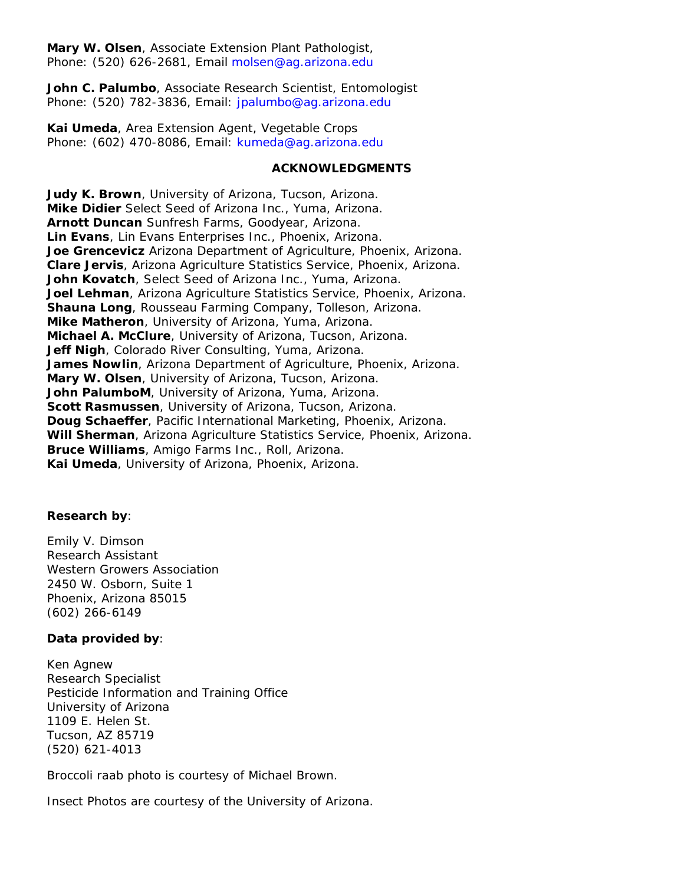**Mary W. Olsen**, Associate Extension Plant Pathologist,
Phone: (520) 626-2681, Email molsen@ag.arizona.edu

**John C. Palumbo**, Associate Research Scientist, Entomologist
Phone: (520) 782-3836, Email: jpalumbo@ag.arizona.edu

**Kai Umeda**, Area Extension Agent, Vegetable Crops
Phone: (602) 470-8086, Email: kumeda@ag.arizona.edu

## ACKNOWLEDGMENTS

**Judy K. Brown**, University of Arizona, Tucson, Arizona.
**Mike Didier** Select Seed of Arizona Inc., Yuma, Arizona.
**Arnott Duncan** Sunfresh Farms, Goodyear, Arizona.
**Lin Evans**, Lin Evans Enterprises Inc., Phoenix, Arizona.
**Joe Grencevicz** Arizona Department of Agriculture, Phoenix, Arizona.
**Clare Jervis**, Arizona Agriculture Statistics Service, Phoenix, Arizona.
**John Kovatch**, Select Seed of Arizona Inc., Yuma, Arizona.
**Joel Lehman**, Arizona Agriculture Statistics Service, Phoenix, Arizona.
**Shauna Long**, Rousseau Farming Company, Tolleson, Arizona.
**Mike Matheron**, University of Arizona, Yuma, Arizona.
**Michael A. McClure**, University of Arizona, Tucson, Arizona.
**Jeff Nigh**, Colorado River Consulting, Yuma, Arizona.
**James Nowlin**, Arizona Department of Agriculture, Phoenix, Arizona.
**Mary W. Olsen**, University of Arizona, Tucson, Arizona.
**John PalumboM**, University of Arizona, Yuma, Arizona.
**Scott Rasmussen**, University of Arizona, Tucson, Arizona.
**Doug Schaeffer**, Pacific International Marketing, Phoenix, Arizona.
**Will Sherman**, Arizona Agriculture Statistics Service, Phoenix, Arizona.
**Bruce Williams**, Amigo Farms Inc., Roll, Arizona.
**Kai Umeda**, University of Arizona, Phoenix, Arizona.

**Research by**:

Emily V. Dimson
Research Assistant
Western Growers Association
2450 W. Osborn, Suite 1
Phoenix, Arizona 85015
(602) 266-6149

**Data provided by**:

Ken Agnew
Research Specialist
Pesticide Information and Training Office
University of Arizona
1109 E. Helen St.
Tucson, AZ 85719
(520) 621-4013

Broccoli raab photo is courtesy of Michael Brown.

Insect Photos are courtesy of the University of Arizona.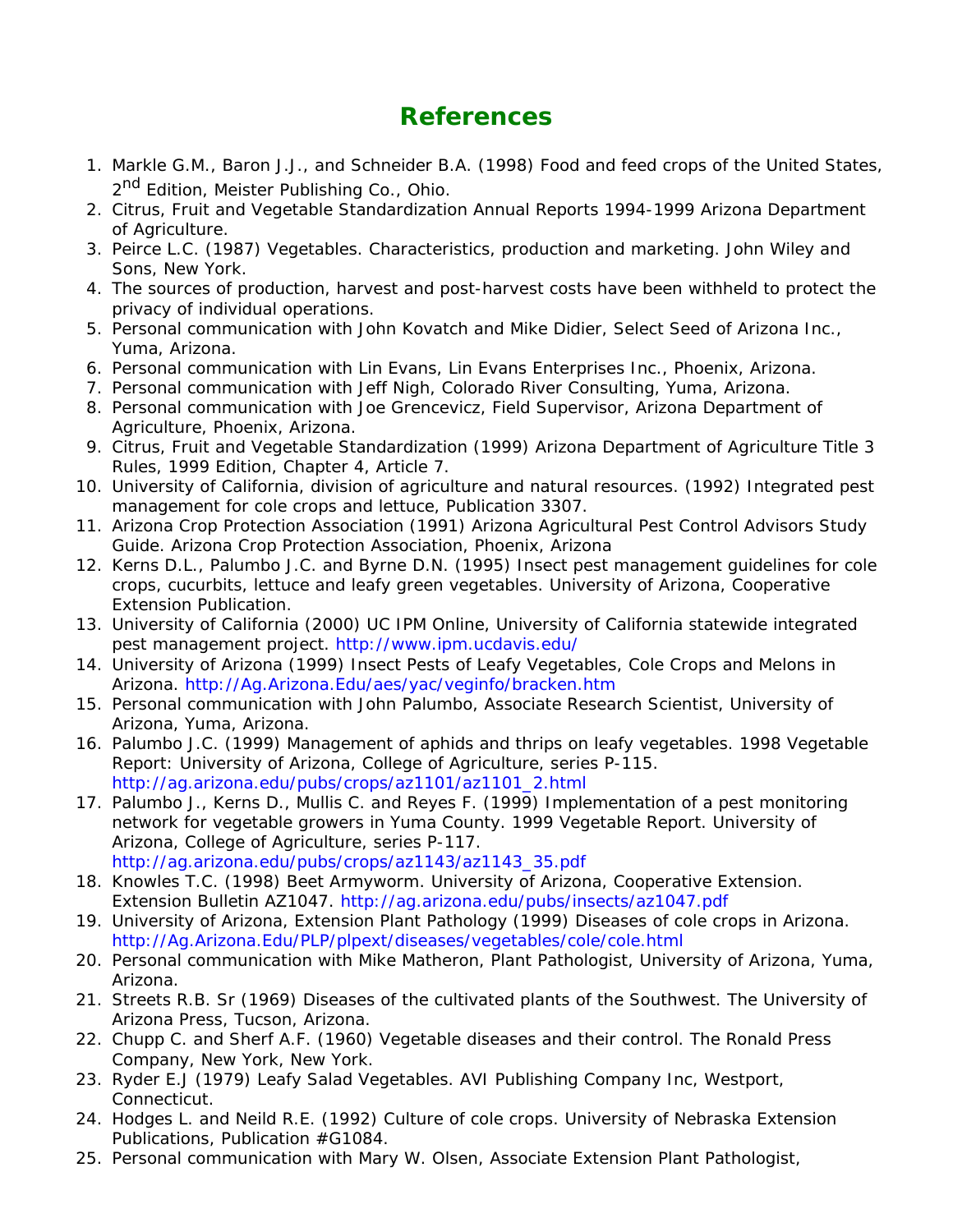# References

1. Markle G.M., Baron J.J., and Schneider B.A. (1998) Food and feed crops of the United States, 2nd Edition, Meister Publishing Co., Ohio.
2. Citrus, Fruit and Vegetable Standardization Annual Reports 1994-1999 Arizona Department of Agriculture.
3. Peirce L.C. (1987) Vegetables. Characteristics, production and marketing. John Wiley and Sons, New York.
4. The sources of production, harvest and post-harvest costs have been withheld to protect the privacy of individual operations.
5. Personal communication with John Kovatch and Mike Didier, Select Seed of Arizona Inc., Yuma, Arizona.
6. Personal communication with Lin Evans, Lin Evans Enterprises Inc., Phoenix, Arizona.
7. Personal communication with Jeff Nigh, Colorado River Consulting, Yuma, Arizona.
8. Personal communication with Joe Grencevicz, Field Supervisor, Arizona Department of Agriculture, Phoenix, Arizona.
9. Citrus, Fruit and Vegetable Standardization (1999) Arizona Department of Agriculture Title 3 Rules, 1999 Edition, Chapter 4, Article 7.
10. University of California, division of agriculture and natural resources. (1992) Integrated pest management for cole crops and lettuce, Publication 3307.
11. Arizona Crop Protection Association (1991) Arizona Agricultural Pest Control Advisors Study Guide. Arizona Crop Protection Association, Phoenix, Arizona
12. Kerns D.L., Palumbo J.C. and Byrne D.N. (1995) Insect pest management guidelines for cole crops, cucurbits, lettuce and leafy green vegetables. University of Arizona, Cooperative Extension Publication.
13. University of California (2000) UC IPM Online, University of California statewide integrated pest management project. http://www.ipm.ucdavis.edu/
14. University of Arizona (1999) Insect Pests of Leafy Vegetables, Cole Crops and Melons in Arizona. http://Ag.Arizona.Edu/aes/yac/veginfo/bracken.htm
15. Personal communication with John Palumbo, Associate Research Scientist, University of Arizona, Yuma, Arizona.
16. Palumbo J.C. (1999) Management of aphids and thrips on leafy vegetables. 1998 Vegetable Report: University of Arizona, College of Agriculture, series P-115. http://ag.arizona.edu/pubs/crops/az1101/az1101_2.html
17. Palumbo J., Kerns D., Mullis C. and Reyes F. (1999) Implementation of a pest monitoring network for vegetable growers in Yuma County. 1999 Vegetable Report. University of Arizona, College of Agriculture, series P-117. http://ag.arizona.edu/pubs/crops/az1143/az1143_35.pdf
18. Knowles T.C. (1998) Beet Armyworm. University of Arizona, Cooperative Extension. Extension Bulletin AZ1047. http://ag.arizona.edu/pubs/insects/az1047.pdf
19. University of Arizona, Extension Plant Pathology (1999) Diseases of cole crops in Arizona. http://Ag.Arizona.Edu/PLP/plpext/diseases/vegetables/cole/cole.html
20. Personal communication with Mike Matheron, Plant Pathologist, University of Arizona, Yuma, Arizona.
21. Streets R.B. Sr (1969) Diseases of the cultivated plants of the Southwest. The University of Arizona Press, Tucson, Arizona.
22. Chupp C. and Sherf A.F. (1960) Vegetable diseases and their control. The Ronald Press Company, New York, New York.
23. Ryder E.J (1979) Leafy Salad Vegetables. AVI Publishing Company Inc, Westport, Connecticut.
24. Hodges L. and Neild R.E. (1992) Culture of cole crops. University of Nebraska Extension Publications, Publication #G1084.
25. Personal communication with Mary W. Olsen, Associate Extension Plant Pathologist,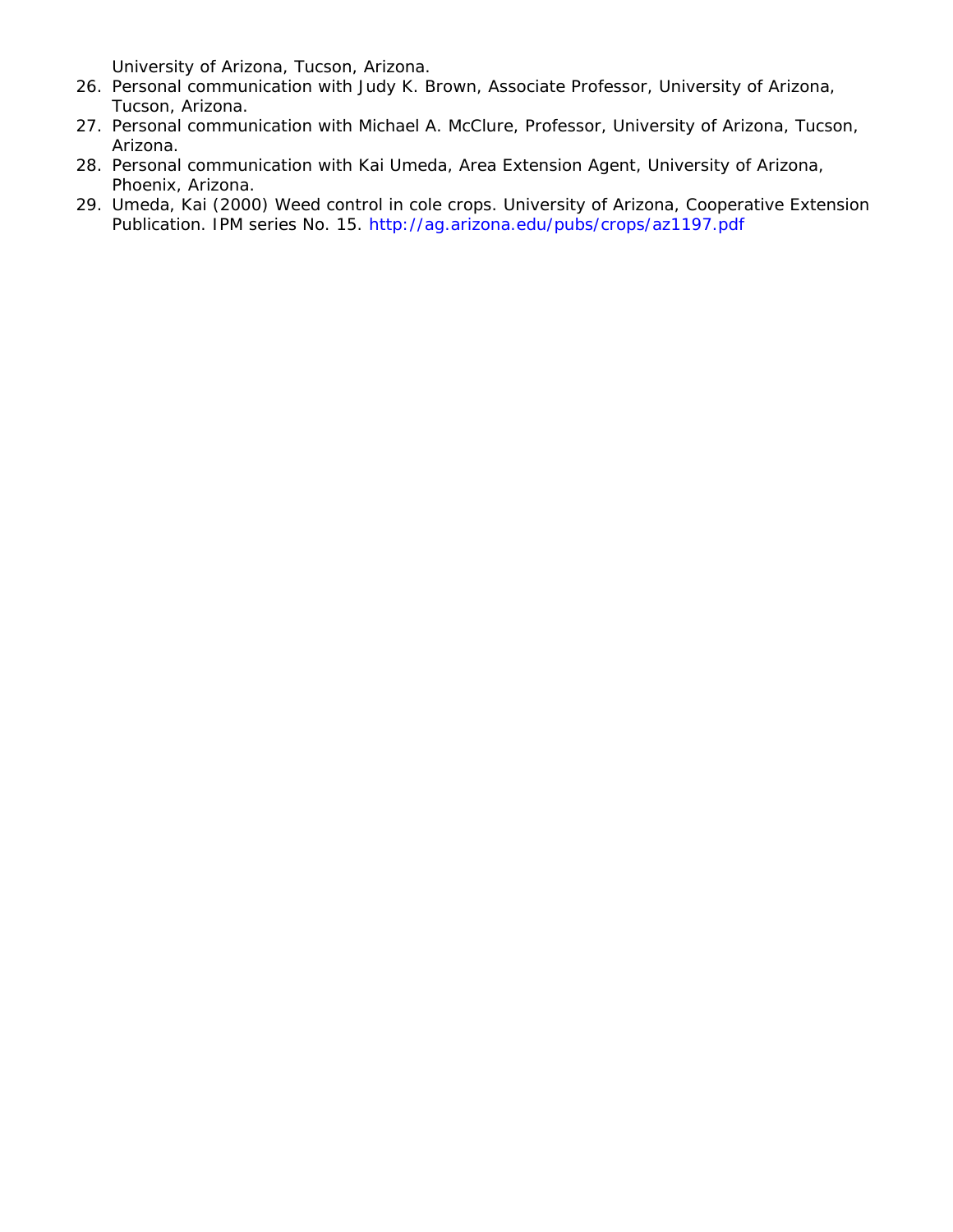University of Arizona, Tucson, Arizona.

26. Personal communication with Judy K. Brown, Associate Professor, University of Arizona, Tucson, Arizona.
27. Personal communication with Michael A. McClure, Professor, University of Arizona, Tucson, Arizona.
28. Personal communication with Kai Umeda, Area Extension Agent, University of Arizona, Phoenix, Arizona.
29. Umeda, Kai (2000) Weed control in cole crops. University of Arizona, Cooperative Extension Publication. IPM series No. 15. http://ag.arizona.edu/pubs/crops/az1197.pdf